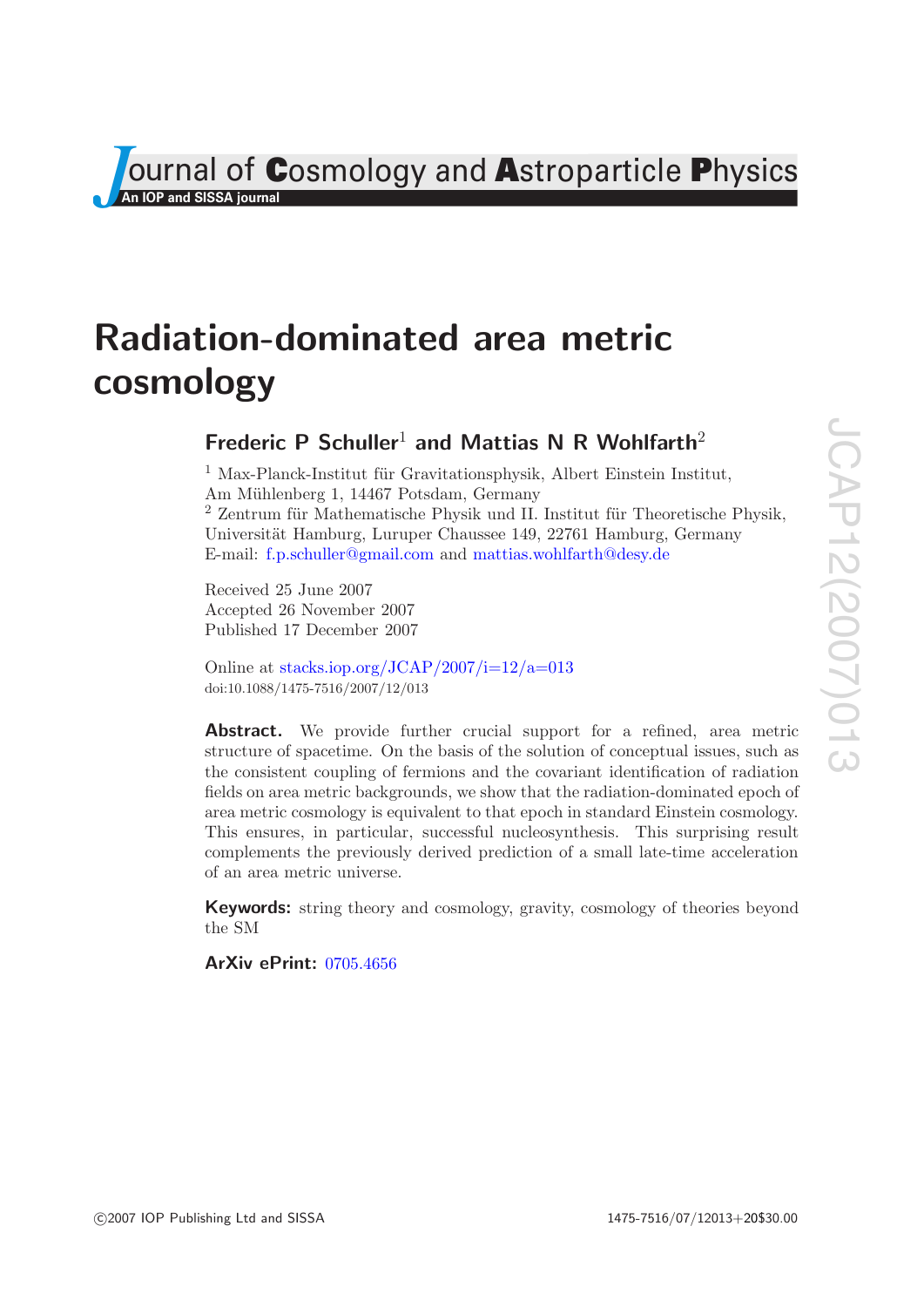# Radiation-dominated area metric cosmology

## Frederic P Schuller[1] and Mattias N R Wohlfarth[2]

[1] Max-Planck-Institut für Gravitationsphysik, Albert Einstein Institut, Am Mühlenberg 1, 14467 Potsdam, Germany

[2] Zentrum für Mathematische Physik und II. Institut für Theoretische Physik, Universität Hamburg, Luruper Chaussee 149, 22761 Hamburg, Germany

E-mail: f.p.schuller@gmail.com and mattias.wohlfarth@desy.de

Received 25 June 2007
Accepted 26 November 2007
Published 17 December 2007

Online at stacks.iop.org/JCAP/2007/i=12/a=013
doi:10.1088/1475-7516/2007/12/013

**Abstract.** We provide further crucial support for a refined, area metric structure of spacetime. On the basis of the solution of conceptual issues, such as the consistent coupling of fermions and the covariant identification of radiation fields on area metric backgrounds, we show that the radiation-dominated epoch of area metric cosmology is equivalent to that epoch in standard Einstein cosmology. This ensures, in particular, successful nucleosynthesis. This surprising result complements the previously derived prediction of a small late-time acceleration of an area metric universe.

**Keywords:** string theory and cosmology, gravity, cosmology of theories beyond the SM

**ArXiv ePrint:** 0705.4656

©2007 IOP Publishing Ltd and SISSA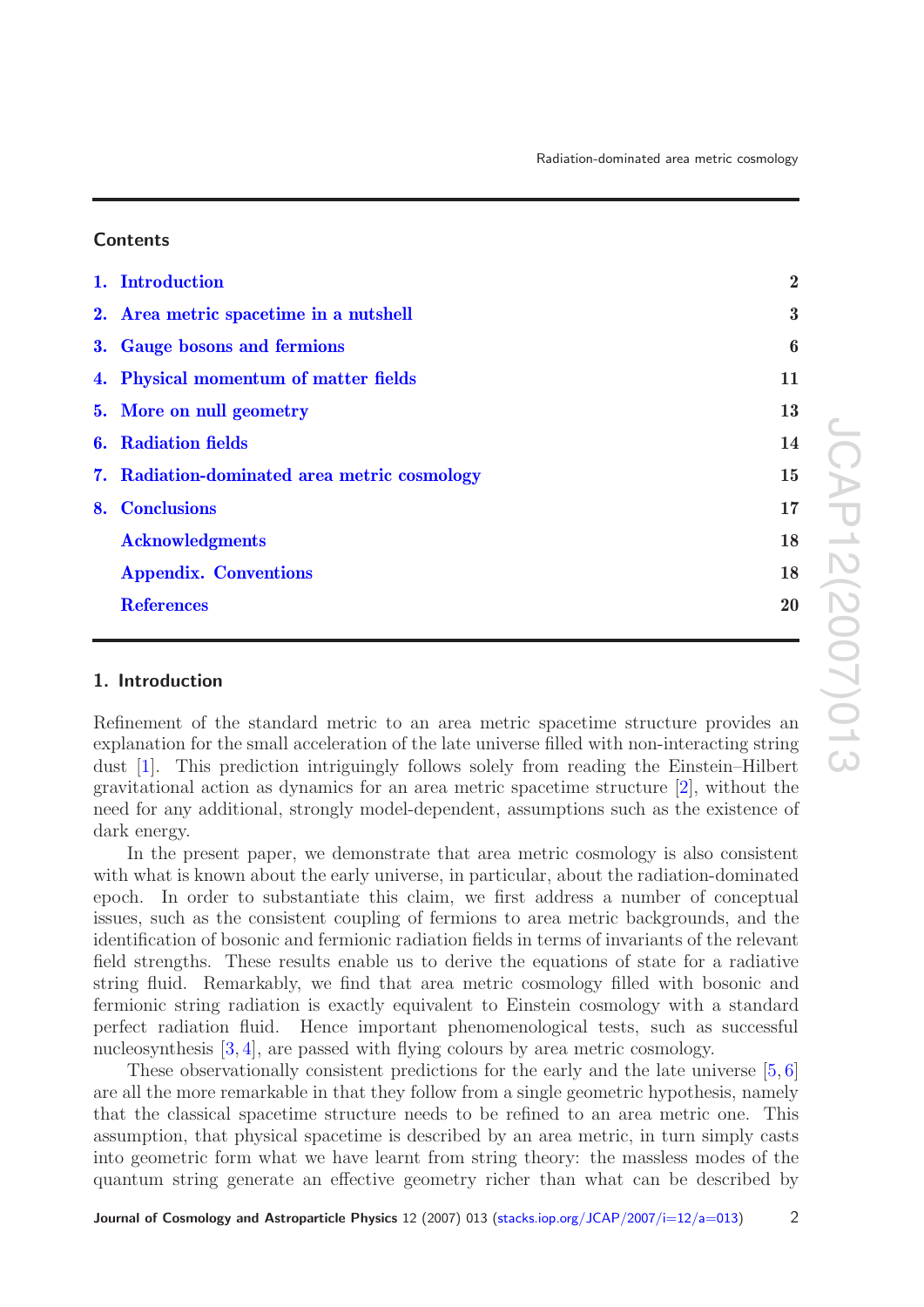## Contents

1. Introduction — 2
2. Area metric spacetime in a nutshell — 3
3. Gauge bosons and fermions — 6
4. Physical momentum of matter fields — 11
5. More on null geometry — 13
6. Radiation fields — 14
7. Radiation-dominated area metric cosmology — 15
8. Conclusions — 17

Acknowledgments — 18

Appendix. Conventions — 18

References — 20

## 1. Introduction

Refinement of the standard metric to an area metric spacetime structure provides an explanation for the small acceleration of the late universe filled with non-interacting string dust [1]. This prediction intriguingly follows solely from reading the Einstein–Hilbert gravitational action as dynamics for an area metric spacetime structure [2], without the need for any additional, strongly model-dependent, assumptions such as the existence of dark energy.

In the present paper, we demonstrate that area metric cosmology is also consistent with what is known about the early universe, in particular, about the radiation-dominated epoch. In order to substantiate this claim, we first address a number of conceptual issues, such as the consistent coupling of fermions to area metric backgrounds, and the identification of bosonic and fermionic radiation fields in terms of invariants of the relevant field strengths. These results enable us to derive the equations of state for a radiative string fluid. Remarkably, we find that area metric cosmology filled with bosonic and fermionic string radiation is exactly equivalent to Einstein cosmology with a standard perfect radiation fluid. Hence important phenomenological tests, such as successful nucleosynthesis [3, 4], are passed with flying colours by area metric cosmology.

These observationally consistent predictions for the early and the late universe [5, 6] are all the more remarkable in that they follow from a single geometric hypothesis, namely that the classical spacetime structure needs to be refined to an area metric one. This assumption, that physical spacetime is described by an area metric, in turn simply casts into geometric form what we have learnt from string theory: the massless modes of the quantum string generate an effective geometry richer than what can be described by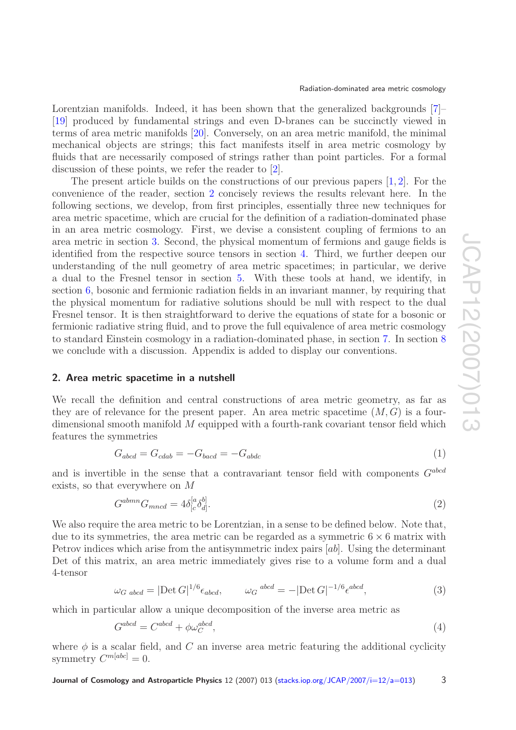Lorentzian manifolds. Indeed, it has been shown that the generalized backgrounds [7]–[19] produced by fundamental strings and even D-branes can be succinctly viewed in terms of area metric manifolds [20]. Conversely, on an area metric manifold, the minimal mechanical objects are strings; this fact manifests itself in area metric cosmology by fluids that are necessarily composed of strings rather than point particles. For a formal discussion of these points, we refer the reader to [2].

The present article builds on the constructions of our previous papers [1, 2]. For the convenience of the reader, section 2 concisely reviews the results relevant here. In the following sections, we develop, from first principles, essentially three new techniques for area metric spacetime, which are crucial for the definition of a radiation-dominated phase in an area metric cosmology. First, we devise a consistent coupling of fermions to an area metric in section 3. Second, the physical momentum of fermions and gauge fields is identified from the respective source tensors in section 4. Third, we further deepen our understanding of the null geometry of area metric spacetimes; in particular, we derive a dual to the Fresnel tensor in section 5. With these tools at hand, we identify, in section 6, bosonic and fermionic radiation fields in an invariant manner, by requiring that the physical momentum for radiative solutions should be null with respect to the dual Fresnel tensor. It is then straightforward to derive the equations of state for a bosonic or fermionic radiative string fluid, and to prove the full equivalence of area metric cosmology to standard Einstein cosmology in a radiation-dominated phase, in section 7. In section 8 we conclude with a discussion. Appendix is added to display our conventions.

## 2. Area metric spacetime in a nutshell

We recall the definition and central constructions of area metric geometry, as far as they are of relevance for the present paper. An area metric spacetime $(M, G)$ is a four-dimensional smooth manifold $M$ equipped with a fourth-rank covariant tensor field which features the symmetries

$$G_{abcd} = G_{cdab} = -G_{bacd} = -G_{abdc} \tag{1}$$

and is invertible in the sense that a contravariant tensor field with components $G^{abcd}$ exists, so that everywhere on $M$

$$G^{abmn}G_{mncd} = 4\delta^{[a}_{[c}\delta^{b]}_{d]}. \tag{2}$$

We also require the area metric to be Lorentzian, in a sense to be defined below. Note that, due to its symmetries, the area metric can be regarded as a symmetric $6 \times 6$ matrix with Petrov indices which arise from the antisymmetric index pairs $[ab]$. Using the determinant Det of this matrix, an area metric immediately gives rise to a volume form and a dual 4-tensor

$$\omega_{G\ abcd} = |\mathrm{Det}\, G|^{1/6}\epsilon_{abcd}, \qquad \omega_G{}^{abcd} = -|\mathrm{Det}\, G|^{-1/6}\epsilon^{abcd}, \tag{3}$$

which in particular allow a unique decomposition of the inverse area metric as

$$G^{abcd} = C^{abcd} + \phi\omega_C^{abcd}, \tag{4}$$

where $\phi$ is a scalar field, and $C$ an inverse area metric featuring the additional cyclicity symmetry $C^{m[abc]} = 0$.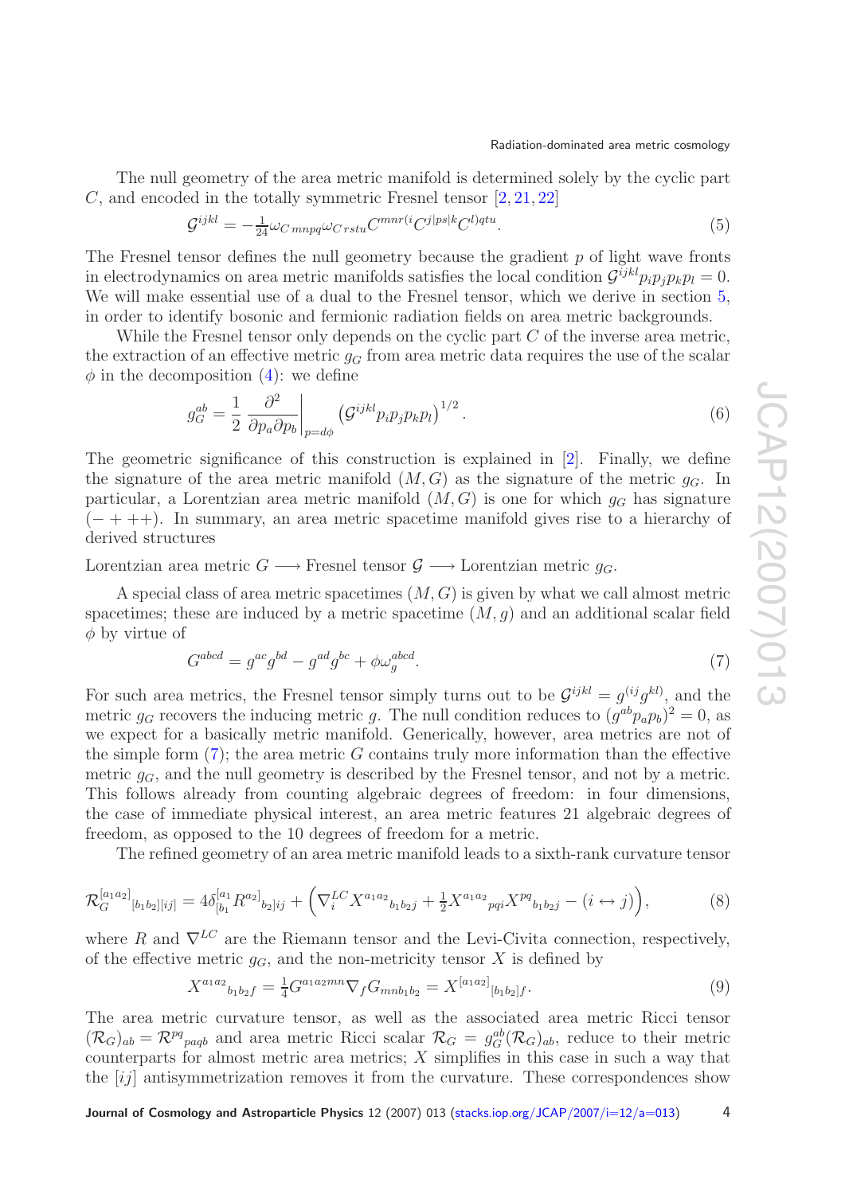The null geometry of the area metric manifold is determined solely by the cyclic part $C$, and encoded in the totally symmetric Fresnel tensor [2, 21, 22]

$$\mathcal{G}^{ijkl} = -\tfrac{1}{24}\omega_{C\,mnpq}\omega_{C\,rstu}C^{mnr(i}C^{j|ps|k}C^{l)qtu}. \tag{5}$$

The Fresnel tensor defines the null geometry because the gradient $p$ of light wave fronts in electrodynamics on area metric manifolds satisfies the local condition $\mathcal{G}^{ijkl}p_ip_jp_kp_l = 0$. We will make essential use of a dual to the Fresnel tensor, which we derive in section 5, in order to identify bosonic and fermionic radiation fields on area metric backgrounds.

While the Fresnel tensor only depends on the cyclic part $C$ of the inverse area metric, the extraction of an effective metric $g_G$ from area metric data requires the use of the scalar $\phi$ in the decomposition (4): we define

$$g_G^{ab} = \frac{1}{2}\left.\frac{\partial^2}{\partial p_a \partial p_b}\right|_{p=d\phi}\left(\mathcal{G}^{ijkl}p_ip_jp_kp_l\right)^{1/2}. \tag{6}$$

The geometric significance of this construction is explained in [2]. Finally, we define the signature of the area metric manifold $(M, G)$ as the signature of the metric $g_G$. In particular, a Lorentzian area metric manifold $(M, G)$ is one for which $g_G$ has signature $(-+++)$. In summary, an area metric spacetime manifold gives rise to a hierarchy of derived structures

Lorentzian area metric $G \longrightarrow$ Fresnel tensor $\mathcal{G} \longrightarrow$ Lorentzian metric $g_G$.

A special class of area metric spacetimes $(M, G)$ is given by what we call almost metric spacetimes; these are induced by a metric spacetime $(M, g)$ and an additional scalar field $\phi$ by virtue of

$$G^{abcd} = g^{ac}g^{bd} - g^{ad}g^{bc} + \phi\omega_g^{abcd}. \tag{7}$$

For such area metrics, the Fresnel tensor simply turns out to be $\mathcal{G}^{ijkl} = g^{(ij}g^{kl)}$, and the metric $g_G$ recovers the inducing metric $g$. The null condition reduces to $(g^{ab}p_ap_b)^2 = 0$, as we expect for a basically metric manifold. Generically, however, area metrics are not of the simple form (7); the area metric $G$ contains truly more information than the effective metric $g_G$, and the null geometry is described by the Fresnel tensor, and not by a metric. This follows already from counting algebraic degrees of freedom: in four dimensions, the case of immediate physical interest, an area metric features 21 algebraic degrees of freedom, as opposed to the 10 degrees of freedom for a metric.

The refined geometry of an area metric manifold leads to a sixth-rank curvature tensor

$$\mathcal{R}_G{}^{[a_1a_2]}{}_{[b_1b_2][ij]} = 4\delta^{[a_1}_{[b_1}R^{a_2]}{}_{b_2]ij} + \left(\nabla^{LC}_i X^{a_1a_2}{}_{b_1b_2j} + \tfrac{1}{2}X^{a_1a_2}{}_{pqi}X^{pq}{}_{b_1b_2j} - (i \leftrightarrow j)\right), \tag{8}$$

where $R$ and $\nabla^{LC}$ are the Riemann tensor and the Levi-Civita connection, respectively, of the effective metric $g_G$, and the non-metricity tensor $X$ is defined by

$$X^{a_1a_2}{}_{b_1b_2f} = \tfrac{1}{4}G^{a_1a_2mn}\nabla_f G_{mnb_1b_2} = X^{[a_1a_2]}{}_{[b_1b_2]f}. \tag{9}$$

The area metric curvature tensor, as well as the associated area metric Ricci tensor $(\mathcal{R}_G)_{ab} = \mathcal{R}^{pq}{}_{paqb}$ and area metric Ricci scalar $\mathcal{R}_G = g_G^{ab}(\mathcal{R}_G)_{ab}$, reduce to their metric counterparts for almost metric area metrics; $X$ simplifies in this case in such a way that the $[ij]$ antisymmetrization removes it from the curvature. These correspondences show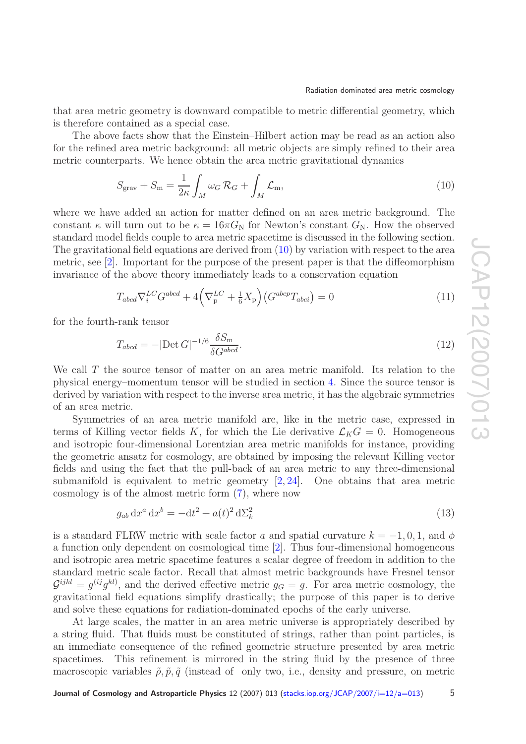that area metric geometry is downward compatible to metric differential geometry, which is therefore contained as a special case.

The above facts show that the Einstein–Hilbert action may be read as an action also for the refined area metric background: all metric objects are simply refined to their area metric counterparts. We hence obtain the area metric gravitational dynamics

$$S_{\rm grav} + S_{\rm m} = \frac{1}{2\kappa}\int_M \omega_G\, \mathcal{R}_G + \int_M \mathcal{L}_{\rm m}, \tag{10}$$

where we have added an action for matter defined on an area metric background. The constant $\kappa$ will turn out to be $\kappa = 16\pi G_{\rm N}$ for Newton's constant $G_{\rm N}$. How the observed standard model fields couple to area metric spacetime is discussed in the following section. The gravitational field equations are derived from (10) by variation with respect to the area metric, see [2]. Important for the purpose of the present paper is that the diffeomorphism invariance of the above theory immediately leads to a conservation equation

$$T_{abcd}\nabla_i^{LC} G^{abcd} + 4\Big(\nabla_{\rm p}^{LC} + \tfrac{1}{6}X_{\rm p}\Big)\big(G^{abcp}T_{abci}\big) = 0 \tag{11}$$

for the fourth-rank tensor

$$T_{abcd} = -|{\rm Det}\, G|^{-1/6}\frac{\delta S_{\rm m}}{\delta G^{abcd}}. \tag{12}$$

We call $T$ the source tensor of matter on an area metric manifold. Its relation to the physical energy–momentum tensor will be studied in section 4. Since the source tensor is derived by variation with respect to the inverse area metric, it has the algebraic symmetries of an area metric.

Symmetries of an area metric manifold are, like in the metric case, expressed in terms of Killing vector fields $K$, for which the Lie derivative $\mathcal{L}_K G = 0$. Homogeneous and isotropic four-dimensional Lorentzian area metric manifolds for instance, providing the geometric ansatz for cosmology, are obtained by imposing the relevant Killing vector fields and using the fact that the pull-back of an area metric to any three-dimensional submanifold is equivalent to metric geometry [2, 24]. One obtains that area metric cosmology is of the almost metric form (7), where now

$$g_{ab}\, {\rm d}x^a\, {\rm d}x^b = -{\rm d}t^2 + a(t)^2\, {\rm d}\Sigma_k^2 \tag{13}$$

is a standard FLRW metric with scale factor $a$ and spatial curvature $k = -1, 0, 1$, and $\phi$ a function only dependent on cosmological time [2]. Thus four-dimensional homogeneous and isotropic area metric spacetime features a scalar degree of freedom in addition to the standard metric scale factor. Recall that almost metric backgrounds have Fresnel tensor $\mathcal{G}^{ijkl} = g^{(ij}g^{kl)}$, and the derived effective metric $g_G = g$. For area metric cosmology, the gravitational field equations simplify drastically; the purpose of this paper is to derive and solve these equations for radiation-dominated epochs of the early universe.

At large scales, the matter in an area metric universe is appropriately described by a string fluid. That fluids must be constituted of strings, rather than point particles, is an immediate consequence of the refined geometric structure presented by area metric spacetimes. This refinement is mirrored in the string fluid by the presence of three macroscopic variables $\tilde{\rho}, \tilde{p}, \tilde{q}$ (instead of only two, i.e., density and pressure, on metric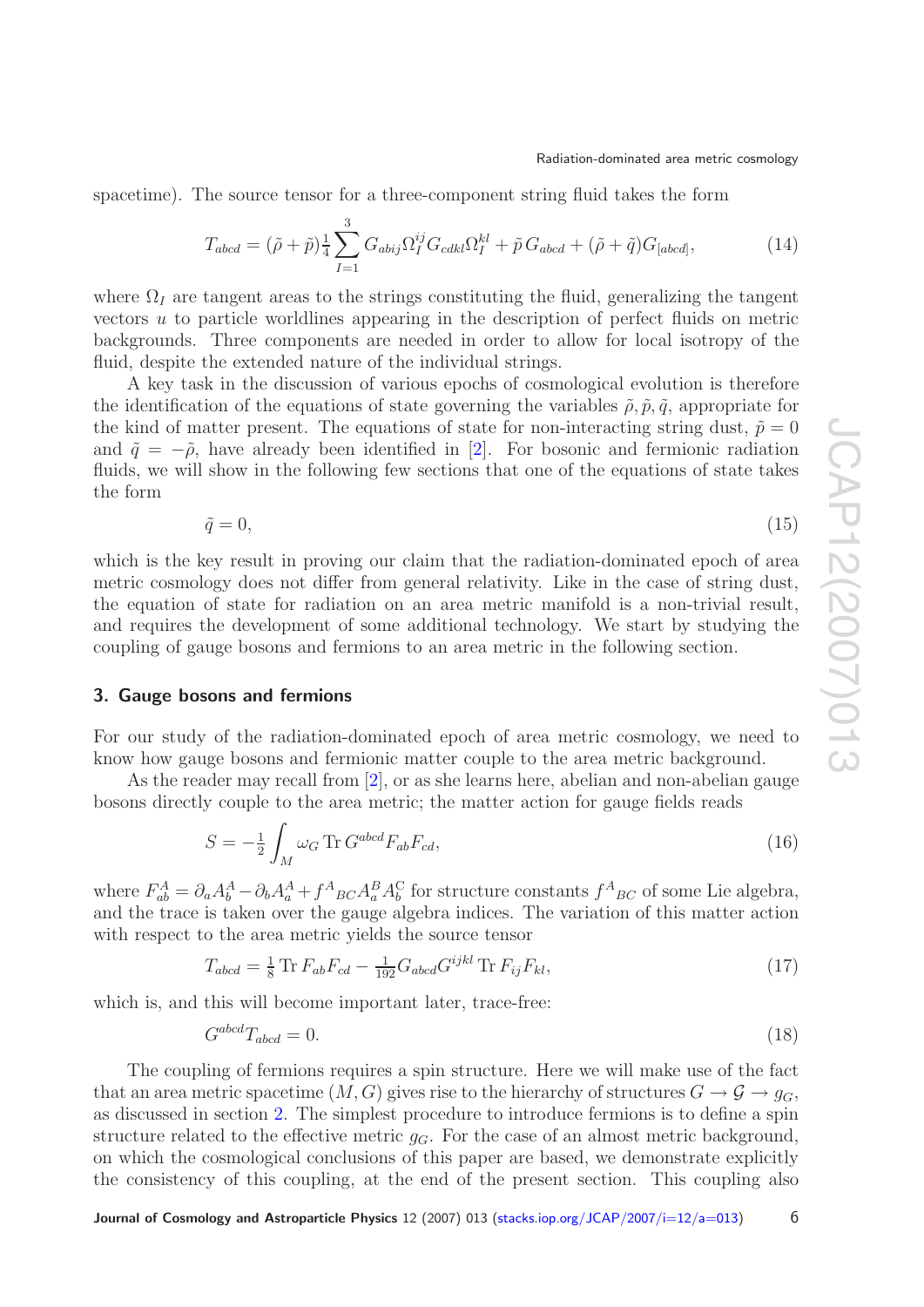spacetime). The source tensor for a three-component string fluid takes the form

$$T_{abcd} = (\tilde{\rho} + \tilde{p})\tfrac{1}{4}\sum_{I=1}^{3} G_{abij}\Omega_I^{ij} G_{cdkl}\Omega_I^{kl} + \tilde{p}\, G_{abcd} + (\tilde{\rho} + \tilde{q})G_{[abcd]}, \tag{14}$$

where $\Omega_I$ are tangent areas to the strings constituting the fluid, generalizing the tangent vectors $u$ to particle worldlines appearing in the description of perfect fluids on metric backgrounds. Three components are needed in order to allow for local isotropy of the fluid, despite the extended nature of the individual strings.

A key task in the discussion of various epochs of cosmological evolution is therefore the identification of the equations of state governing the variables $\tilde{\rho}, \tilde{p}, \tilde{q}$, appropriate for the kind of matter present. The equations of state for non-interacting string dust, $\tilde{p} = 0$ and $\tilde{q} = -\tilde{\rho}$, have already been identified in [2]. For bosonic and fermionic radiation fluids, we will show in the following few sections that one of the equations of state takes the form

$$\tilde{q} = 0, \tag{15}$$

which is the key result in proving our claim that the radiation-dominated epoch of area metric cosmology does not differ from general relativity. Like in the case of string dust, the equation of state for radiation on an area metric manifold is a non-trivial result, and requires the development of some additional technology. We start by studying the coupling of gauge bosons and fermions to an area metric in the following section.

## 3. Gauge bosons and fermions

For our study of the radiation-dominated epoch of area metric cosmology, we need to know how gauge bosons and fermionic matter couple to the area metric background.

As the reader may recall from [2], or as she learns here, abelian and non-abelian gauge bosons directly couple to the area metric; the matter action for gauge fields reads

$$S = -\tfrac{1}{2}\int_M \omega_G \,\mathrm{Tr}\, G^{abcd} F_{ab} F_{cd}, \tag{16}$$

where $F^A_{ab} = \partial_a A^A_b - \partial_b A^A_a + f^A{}_{BC} A^B_a A^C_b$ for structure constants $f^A{}_{BC}$ of some Lie algebra, and the trace is taken over the gauge algebra indices. The variation of this matter action with respect to the area metric yields the source tensor

$$T_{abcd} = \tfrac{1}{8}\,\mathrm{Tr}\, F_{ab}F_{cd} - \tfrac{1}{192} G_{abcd} G^{ijkl}\,\mathrm{Tr}\, F_{ij}F_{kl}, \tag{17}$$

which is, and this will become important later, trace-free:

$$G^{abcd} T_{abcd} = 0. \tag{18}$$

The coupling of fermions requires a spin structure. Here we will make use of the fact that an area metric spacetime $(M, G)$ gives rise to the hierarchy of structures $G \to \mathcal{G} \to g_G$, as discussed in section 2. The simplest procedure to introduce fermions is to define a spin structure related to the effective metric $g_G$. For the case of an almost metric background, on which the cosmological conclusions of this paper are based, we demonstrate explicitly the consistency of this coupling, at the end of the present section. This coupling also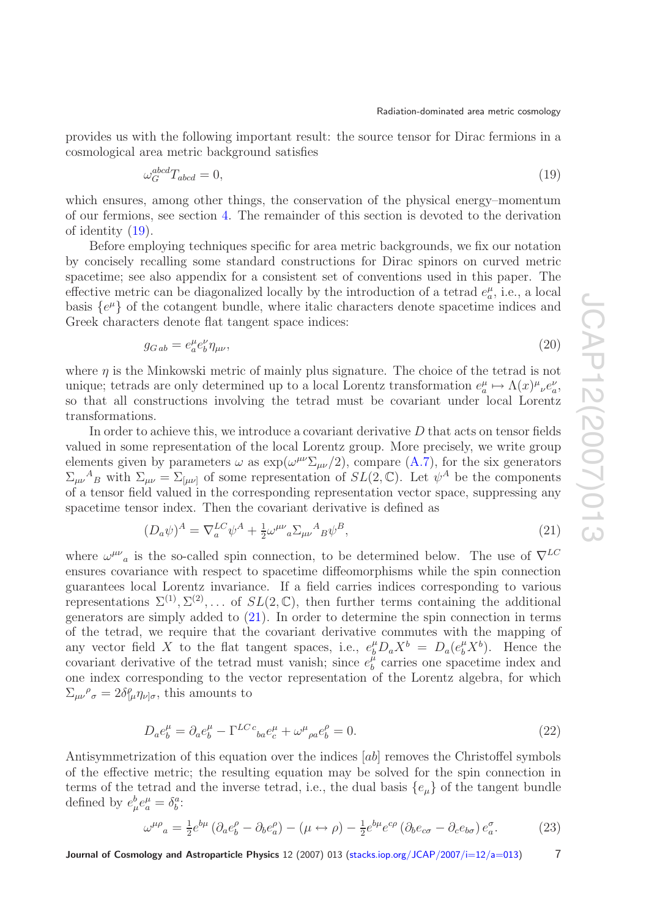provides us with the following important result: the source tensor for Dirac fermions in a cosmological area metric background satisfies

$$\omega_G^{abcd} T_{abcd} = 0, \tag{19}$$

which ensures, among other things, the conservation of the physical energy–momentum of our fermions, see section 4. The remainder of this section is devoted to the derivation of identity (19).

Before employing techniques specific for area metric backgrounds, we fix our notation by concisely recalling some standard constructions for Dirac spinors on curved metric spacetime; see also appendix for a consistent set of conventions used in this paper. The effective metric can be diagonalized locally by the introduction of a tetrad $e^\mu_a$, i.e., a local basis $\{e^\mu\}$ of the cotangent bundle, where italic characters denote spacetime indices and Greek characters denote flat tangent space indices:

$$g_{G\,ab} = e^\mu_a e^\nu_b \eta_{\mu\nu}, \tag{20}$$

where $\eta$ is the Minkowski metric of mainly plus signature. The choice of the tetrad is not unique; tetrads are only determined up to a local Lorentz transformation $e^\mu_a \mapsto \Lambda(x)^\mu{}_\nu e^\nu_a$, so that all constructions involving the tetrad must be covariant under local Lorentz transformations.

In order to achieve this, we introduce a covariant derivative $D$ that acts on tensor fields valued in some representation of the local Lorentz group. More precisely, we write group elements given by parameters $\omega$ as $\exp(\omega^{\mu\nu}\Sigma_{\mu\nu}/2)$, compare (A.7), for the six generators $\Sigma_{\mu\nu}{}^A{}_B$ with $\Sigma_{\mu\nu} = \Sigma_{[\mu\nu]}$ of some representation of $SL(2,\mathbb{C})$. Let $\psi^A$ be the components of a tensor field valued in the corresponding representation vector space, suppressing any spacetime tensor index. Then the covariant derivative is defined as

$$(D_a\psi)^A = \nabla^{LC}_a \psi^A + \tfrac{1}{2}\omega^{\mu\nu}{}_a \Sigma_{\mu\nu}{}^A{}_B \psi^B, \tag{21}$$

where $\omega^{\mu\nu}{}_a$ is the so-called spin connection, to be determined below. The use of $\nabla^{LC}$ ensures covariance with respect to spacetime diffeomorphisms while the spin connection guarantees local Lorentz invariance. If a field carries indices corresponding to various representations $\Sigma^{(1)}, \Sigma^{(2)}, \ldots$ of $SL(2,\mathbb{C})$, then further terms containing the additional generators are simply added to (21). In order to determine the spin connection in terms of the tetrad, we require that the covariant derivative commutes with the mapping of any vector field $X$ to the flat tangent spaces, i.e., $e^\mu_b D_a X^b = D_a(e^\mu_b X^b)$. Hence the covariant derivative of the tetrad must vanish; since $e^\mu_b$ carries one spacetime index and one index corresponding to the vector representation of the Lorentz algebra, for which $\Sigma_{\mu\nu}{}^\rho{}_\sigma = 2\delta^\rho_{[\mu}\eta_{\nu]\sigma}$, this amounts to

$$D_a e^\mu_b = \partial_a e^\mu_b - \Gamma^{LC\,c}{}_{ba} e^\mu_c + \omega^\mu{}_{\rho a} e^\rho_b = 0. \tag{22}$$

Antisymmetrization of this equation over the indices $[ab]$ removes the Christoffel symbols of the effective metric; the resulting equation may be solved for the spin connection in terms of the tetrad and the inverse tetrad, i.e., the dual basis $\{e_\mu\}$ of the tangent bundle defined by $e^b_\mu e^\mu_a = \delta^a_b$:

$$\omega^{\mu\rho}{}_a = \tfrac{1}{2} e^{b\mu}\left(\partial_a e^\rho_b - \partial_b e^\rho_a\right) - (\mu \leftrightarrow \rho) - \tfrac{1}{2} e^{b\mu} e^{c\rho}\left(\partial_b e_{c\sigma} - \partial_c e_{b\sigma}\right) e^\sigma_a. \tag{23}$$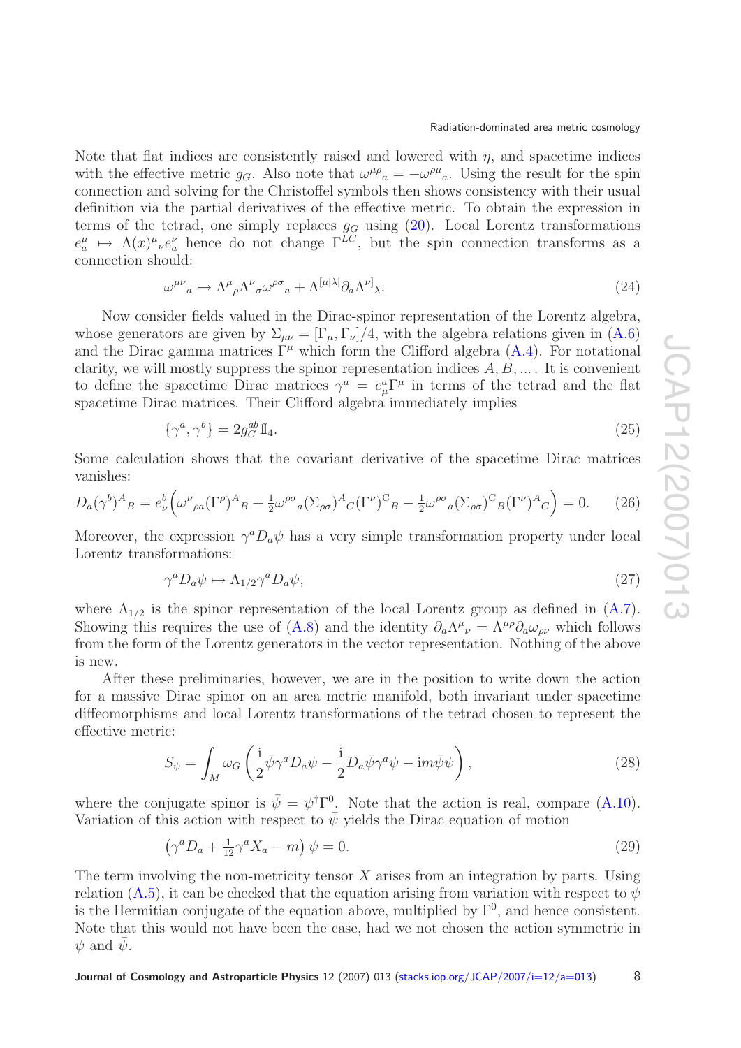Note that flat indices are consistently raised and lowered with $\eta$, and spacetime indices with the effective metric $g_G$. Also note that $\omega^{\mu\rho}{}_a = -\omega^{\rho\mu}{}_a$. Using the result for the spin connection and solving for the Christoffel symbols then shows consistency with their usual definition via the partial derivatives of the effective metric. To obtain the expression in terms of the tetrad, one simply replaces $g_G$ using (20). Local Lorentz transformations $e^\mu_a \mapsto \Lambda(x)^\mu{}_\nu e^\nu_a$ hence do not change $\Gamma^{LC}$, but the spin connection transforms as a connection should:

$$\omega^{\mu\nu}{}_a \mapsto \Lambda^\mu{}_\rho \Lambda^\nu{}_\sigma \omega^{\rho\sigma}{}_a + \Lambda^{[\mu|\lambda|}\partial_a \Lambda^{\nu]}{}_\lambda. \tag{24}$$

Now consider fields valued in the Dirac-spinor representation of the Lorentz algebra, whose generators are given by $\Sigma_{\mu\nu} = [\Gamma_\mu, \Gamma_\nu]/4$, with the algebra relations given in (A.6) and the Dirac gamma matrices $\Gamma^\mu$ which form the Clifford algebra (A.4). For notational clarity, we will mostly suppress the spinor representation indices $A, B, \ldots$. It is convenient to define the spacetime Dirac matrices $\gamma^a = e^a_\mu \Gamma^\mu$ in terms of the tetrad and the flat spacetime Dirac matrices. Their Clifford algebra immediately implies

$$\{\gamma^a, \gamma^b\} = 2 g_G^{ab} \mathbb{1}_4. \tag{25}$$

Some calculation shows that the covariant derivative of the spacetime Dirac matrices vanishes:

$$D_a(\gamma^b)^A{}_B = e^b_\nu \left( \omega^\nu{}_{\rho a}(\Gamma^\rho)^A{}_B + \tfrac{1}{2}\omega^{\rho\sigma}{}_a (\Sigma_{\rho\sigma})^A{}_C (\Gamma^\nu)^C{}_B - \tfrac{1}{2}\omega^{\rho\sigma}{}_a (\Sigma_{\rho\sigma})^C{}_B (\Gamma^\nu)^A{}_C \right) = 0. \tag{26}$$

Moreover, the expression $\gamma^a D_a \psi$ has a very simple transformation property under local Lorentz transformations:

$$\gamma^a D_a \psi \mapsto \Lambda_{1/2} \gamma^a D_a \psi, \tag{27}$$

where $\Lambda_{1/2}$ is the spinor representation of the local Lorentz group as defined in (A.7). Showing this requires the use of (A.8) and the identity $\partial_a \Lambda^\mu{}_\nu = \Lambda^{\mu\rho}\partial_a \omega_{\rho\nu}$ which follows from the form of the Lorentz generators in the vector representation. Nothing of the above is new.

After these preliminaries, however, we are in the position to write down the action for a massive Dirac spinor on an area metric manifold, both invariant under spacetime diffeomorphisms and local Lorentz transformations of the tetrad chosen to represent the effective metric:

$$S_\psi = \int_M \omega_G \left( \frac{\mathrm{i}}{2}\bar\psi \gamma^a D_a \psi - \frac{\mathrm{i}}{2} D_a \bar\psi \gamma^a \psi - \mathrm{i} m \bar\psi \psi \right), \tag{28}$$

where the conjugate spinor is $\bar\psi = \psi^\dagger \Gamma^0$. Note that the action is real, compare (A.10). Variation of this action with respect to $\bar\psi$ yields the Dirac equation of motion

$$\left( \gamma^a D_a + \tfrac{1}{12}\gamma^a X_a - m \right)\psi = 0. \tag{29}$$

The term involving the non-metricity tensor $X$ arises from an integration by parts. Using relation (A.5), it can be checked that the equation arising from variation with respect to $\psi$ is the Hermitian conjugate of the equation above, multiplied by $\Gamma^0$, and hence consistent. Note that this would not have been the case, had we not chosen the action symmetric in $\psi$ and $\bar\psi$.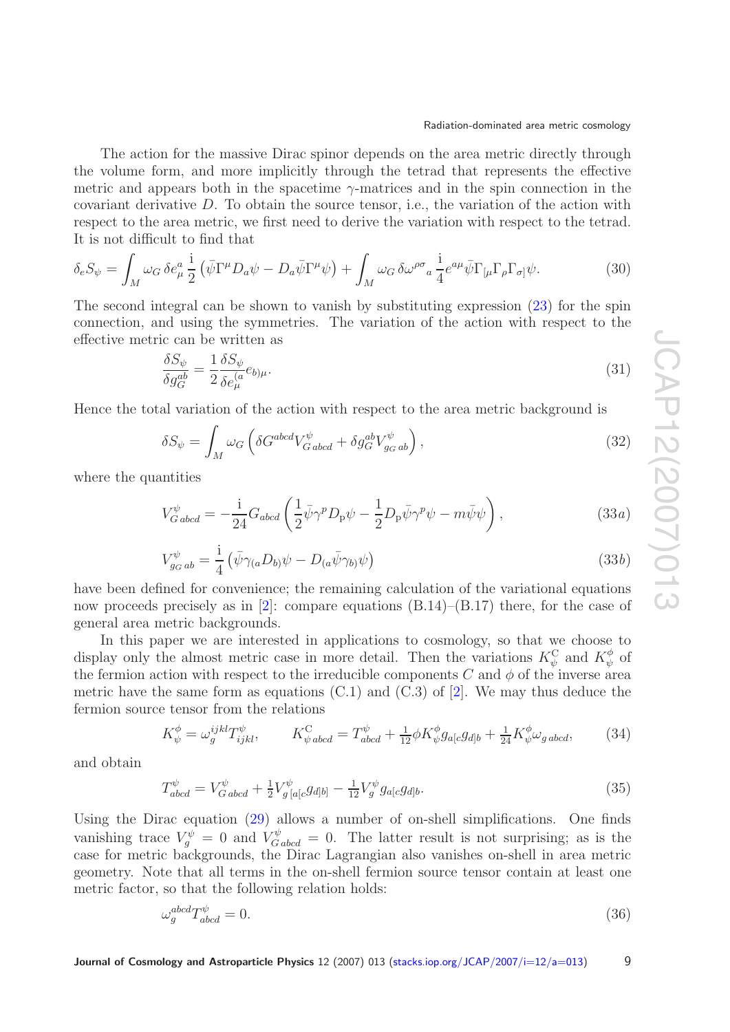The action for the massive Dirac spinor depends on the area metric directly through the volume form, and more implicitly through the tetrad that represents the effective metric and appears both in the spacetime $\gamma$-matrices and in the spin connection in the covariant derivative $D$. To obtain the source tensor, i.e., the variation of the action with respect to the area metric, we first need to derive the variation with respect to the tetrad. It is not difficult to find that

$$\delta_e S_\psi = \int_M \omega_G \, \delta e^a_\mu \, \frac{\mathrm{i}}{2} \left( \bar{\psi} \Gamma^\mu D_a \psi - D_a \bar{\psi} \Gamma^\mu \psi \right) + \int_M \omega_G \, \delta \omega^{\rho\sigma}{}_a \, \frac{\mathrm{i}}{4} e^{a\mu} \bar{\psi} \Gamma_{[\mu} \Gamma_\rho \Gamma_{\sigma]} \psi. \tag{30}$$

The second integral can be shown to vanish by substituting expression (23) for the spin connection, and using the symmetries. The variation of the action with respect to the effective metric can be written as

$$\frac{\delta S_\psi}{\delta g_G^{ab}} = \frac{1}{2} \frac{\delta S_\psi}{\delta e^{(a}_\mu} e_{b)\mu}. \tag{31}$$

Hence the total variation of the action with respect to the area metric background is

$$\delta S_\psi = \int_M \omega_G \left( \delta G^{abcd} V^\psi_{G\,abcd} + \delta g_G^{ab} V^\psi_{gG\,ab} \right), \tag{32}$$

where the quantities

$$V^\psi_{G\,abcd} = -\frac{\mathrm{i}}{24} G_{abcd} \left( \frac{1}{2} \bar{\psi} \gamma^p D_\mathrm{p} \psi - \frac{1}{2} D_\mathrm{p} \bar{\psi} \gamma^p \psi - m \bar{\psi} \psi \right), \tag{33a}$$

$$V^\psi_{gG\,ab} = \frac{\mathrm{i}}{4} \left( \bar{\psi} \gamma_{(a} D_{b)} \psi - D_{(a} \bar{\psi} \gamma_{b)} \psi \right) \tag{33b}$$

have been defined for convenience; the remaining calculation of the variational equations now proceeds precisely as in [2]: compare equations (B.14)–(B.17) there, for the case of general area metric backgrounds.

In this paper we are interested in applications to cosmology, so that we choose to display only the almost metric case in more detail. Then the variations $K^\mathrm{C}_\psi$ and $K^\phi_\psi$ of the fermion action with respect to the irreducible components $C$ and $\phi$ of the inverse area metric have the same form as equations (C.1) and (C.3) of [2]. We may thus deduce the fermion source tensor from the relations

$$K^\phi_\psi = \omega_g^{ijkl} T^\psi_{ijkl}, \qquad K^\mathrm{C}_{\psi\,abcd} = T^\psi_{abcd} + \tfrac{1}{12} \phi K^\phi_\psi g_{a[c} g_{d]b} + \tfrac{1}{24} K^\phi_\psi \omega_{g\,abcd}, \tag{34}$$

and obtain

$$T^\psi_{abcd} = V^\psi_{G\,abcd} + \tfrac{1}{2} V^\psi_{g\,[a[c} g_{d]b]} - \tfrac{1}{12} V^\psi_g g_{a[c} g_{d]b}. \tag{35}$$

Using the Dirac equation (29) allows a number of on-shell simplifications. One finds vanishing trace $V^\psi_g = 0$ and $V^\psi_{G\,abcd} = 0$. The latter result is not surprising; as is the case for metric backgrounds, the Dirac Lagrangian also vanishes on-shell in area metric geometry. Note that all terms in the on-shell fermion source tensor contain at least one metric factor, so that the following relation holds:

$$\omega_g^{abcd} T^\psi_{abcd} = 0. \tag{36}$$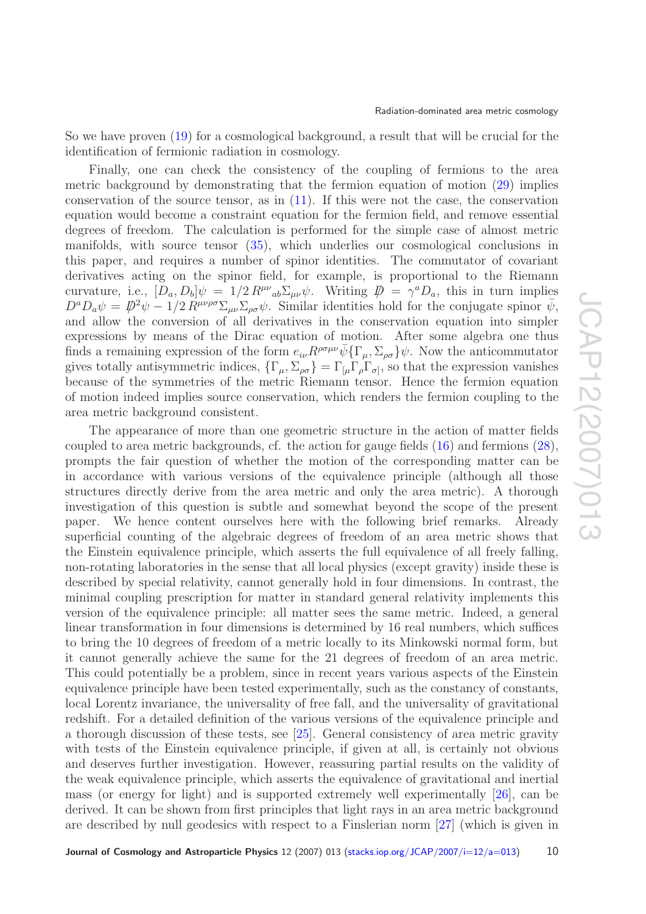So we have proven (19) for a cosmological background, a result that will be crucial for the identification of fermionic radiation in cosmology.

Finally, one can check the consistency of the coupling of fermions to the area metric background by demonstrating that the fermion equation of motion (29) implies conservation of the source tensor, as in (11). If this were not the case, the conservation equation would become a constraint equation for the fermion field, and remove essential degrees of freedom. The calculation is performed for the simple case of almost metric manifolds, with source tensor (35), which underlies our cosmological conclusions in this paper, and requires a number of spinor identities. The commutator of covariant derivatives acting on the spinor field, for example, is proportional to the Riemann curvature, i.e., $[D_a, D_b]\psi = 1/2\, R^{\mu\nu}{}_{ab}\Sigma_{\mu\nu}\psi$. Writing $\not{D} = \gamma^a D_a$, this in turn implies $D^a D_a \psi = \not{D}^2\psi - 1/2\, R^{\mu\nu\rho\sigma}\Sigma_{\mu\nu}\Sigma_{\rho\sigma}\psi$. Similar identities hold for the conjugate spinor $\bar{\psi}$, and allow the conversion of all derivatives in the conservation equation into simpler expressions by means of the Dirac equation of motion. After some algebra one thus finds a remaining expression of the form $e_{i\nu} R^{\rho\sigma\mu\nu}\bar{\psi}\{\Gamma_\mu, \Sigma_{\rho\sigma}\}\psi$. Now the anticommutator gives totally antisymmetric indices, $\{\Gamma_\mu, \Sigma_{\rho\sigma}\} = \Gamma_{[\mu}\Gamma_\rho\Gamma_{\sigma]}$, so that the expression vanishes because of the symmetries of the metric Riemann tensor. Hence the fermion equation of motion indeed implies source conservation, which renders the fermion coupling to the area metric background consistent.

The appearance of more than one geometric structure in the action of matter fields coupled to area metric backgrounds, cf. the action for gauge fields (16) and fermions (28), prompts the fair question of whether the motion of the corresponding matter can be in accordance with various versions of the equivalence principle (although all those structures directly derive from the area metric and only the area metric). A thorough investigation of this question is subtle and somewhat beyond the scope of the present paper. We hence content ourselves here with the following brief remarks. Already superficial counting of the algebraic degrees of freedom of an area metric shows that the Einstein equivalence principle, which asserts the full equivalence of all freely falling, non-rotating laboratories in the sense that all local physics (except gravity) inside these is described by special relativity, cannot generally hold in four dimensions. In contrast, the minimal coupling prescription for matter in standard general relativity implements this version of the equivalence principle: all matter sees the same metric. Indeed, a general linear transformation in four dimensions is determined by 16 real numbers, which suffices to bring the 10 degrees of freedom of a metric locally to its Minkowski normal form, but it cannot generally achieve the same for the 21 degrees of freedom of an area metric. This could potentially be a problem, since in recent years various aspects of the Einstein equivalence principle have been tested experimentally, such as the constancy of constants, local Lorentz invariance, the universality of free fall, and the universality of gravitational redshift. For a detailed definition of the various versions of the equivalence principle and a thorough discussion of these tests, see [25]. General consistency of area metric gravity with tests of the Einstein equivalence principle, if given at all, is certainly not obvious and deserves further investigation. However, reassuring partial results on the validity of the weak equivalence principle, which asserts the equivalence of gravitational and inertial mass (or energy for light) and is supported extremely well experimentally [26], can be derived. It can be shown from first principles that light rays in an area metric background are described by null geodesics with respect to a Finslerian norm [27] (which is given in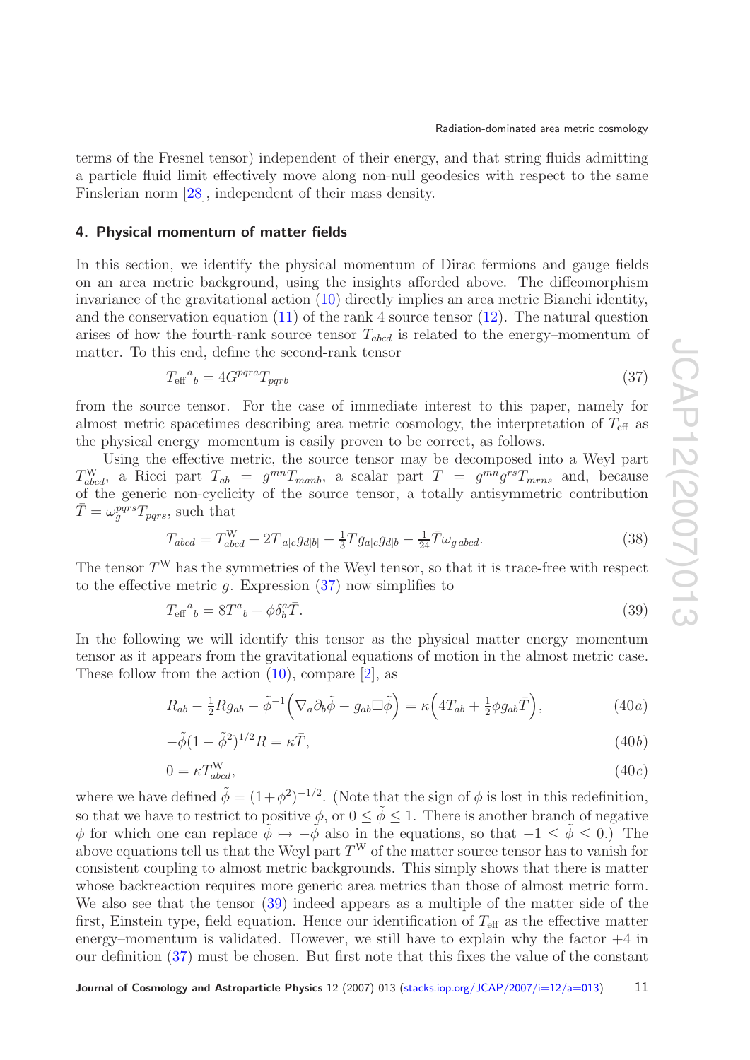terms of the Fresnel tensor) independent of their energy, and that string fluids admitting a particle fluid limit effectively move along non-null geodesics with respect to the same Finslerian norm [28], independent of their mass density.

## 4. Physical momentum of matter fields

In this section, we identify the physical momentum of Dirac fermions and gauge fields on an area metric background, using the insights afforded above. The diffeomorphism invariance of the gravitational action (10) directly implies an area metric Bianchi identity, and the conservation equation (11) of the rank 4 source tensor (12). The natural question arises of how the fourth-rank source tensor $T_{abcd}$ is related to the energy–momentum of matter. To this end, define the second-rank tensor

$$T_{\mathrm{eff}}{}^{a}{}_{b} = 4G^{pqra}T_{pqrb} \tag{37}$$

from the source tensor. For the case of immediate interest to this paper, namely for almost metric spacetimes describing area metric cosmology, the interpretation of $T_{\mathrm{eff}}$ as the physical energy–momentum is easily proven to be correct, as follows.

Using the effective metric, the source tensor may be decomposed into a Weyl part $T^{\mathrm{W}}_{abcd}$, a Ricci part $T_{ab} = g^{mn}T_{manb}$, a scalar part $T = g^{mn}g^{rs}T_{mrns}$ and, because of the generic non-cyclicity of the source tensor, a totally antisymmetric contribution $\bar{T} = \omega_g^{pqrs}T_{pqrs}$, such that

$$T_{abcd} = T^{\mathrm{W}}_{abcd} + 2T_{a[c}g_{d]b} - \tfrac{1}{3}T g_{a[c}g_{d]b} - \tfrac{1}{24}\bar{T}\omega_{g\,abcd}. \tag{38}$$

The tensor $T^{\mathrm{W}}$ has the symmetries of the Weyl tensor, so that it is trace-free with respect to the effective metric $g$. Expression (37) now simplifies to

$$T_{\mathrm{eff}}{}^{a}{}_{b} = 8T^{a}{}_{b} + \phi\delta^{a}_{b}\bar{T}. \tag{39}$$

In the following we will identify this tensor as the physical matter energy–momentum tensor as it appears from the gravitational equations of motion in the almost metric case. These follow from the action (10), compare [2], as

$$R_{ab} - \tfrac{1}{2}Rg_{ab} - \tilde{\phi}^{-1}\Big(\nabla_a\partial_b\tilde{\phi} - g_{ab}\Box\tilde{\phi}\Big) = \kappa\Big(4T_{ab} + \tfrac{1}{2}\phi g_{ab}\bar{T}\Big), \tag{40a}$$

$$-\tilde{\phi}(1-\tilde{\phi}^2)^{1/2}R = \kappa\bar{T}, \tag{40b}$$

$$0 = \kappa T^{\mathrm{W}}_{abcd}, \tag{40c}$$

where we have defined $\tilde{\phi} = (1+\phi^2)^{-1/2}$. (Note that the sign of $\phi$ is lost in this redefinition, so that we have to restrict to positive $\phi$, or $0 \le \tilde{\phi} \le 1$. There is another branch of negative $\phi$ for which one can replace $\tilde{\phi} \mapsto -\tilde{\phi}$ also in the equations, so that $-1 \le \tilde{\phi} \le 0$.) The above equations tell us that the Weyl part $T^{\mathrm{W}}$ of the matter source tensor has to vanish for consistent coupling to almost metric backgrounds. This simply shows that there is matter whose backreaction requires more generic area metrics than those of almost metric form. We also see that the tensor (39) indeed appears as a multiple of the matter side of the first, Einstein type, field equation. Hence our identification of $T_{\mathrm{eff}}$ as the effective matter energy–momentum is validated. However, we still have to explain why the factor $+4$ in our definition (37) must be chosen. But first note that this fixes the value of the constant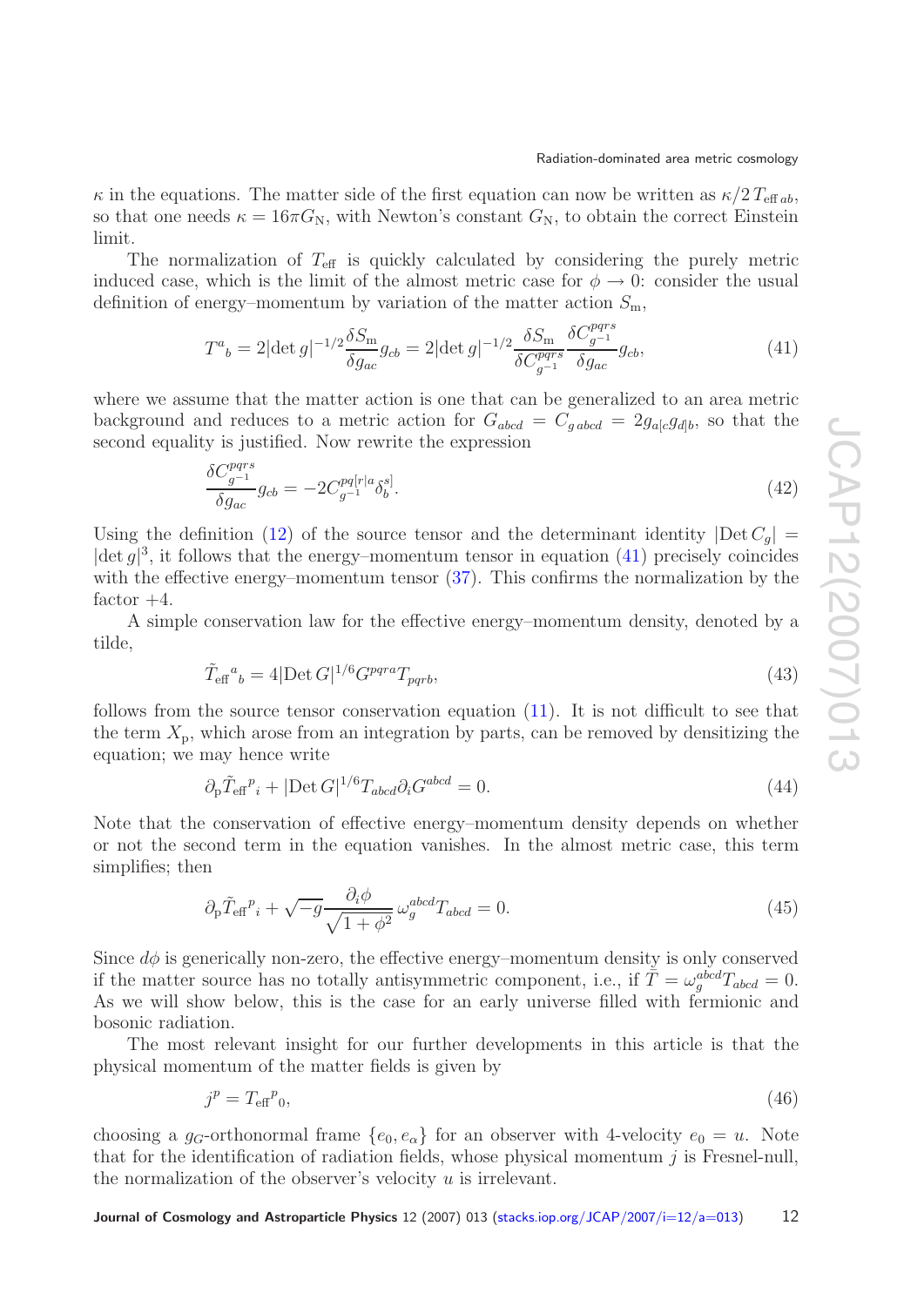$\kappa$ in the equations. The matter side of the first equation can now be written as $\kappa/2\, T_{\text{eff}\, ab}$, so that one needs $\kappa = 16\pi G_{\text{N}}$, with Newton's constant $G_{\text{N}}$, to obtain the correct Einstein limit.

The normalization of $T_{\text{eff}}$ is quickly calculated by considering the purely metric induced case, which is the limit of the almost metric case for $\phi \to 0$: consider the usual definition of energy–momentum by variation of the matter action $S_{\text{m}}$,

$$T^a{}_b = 2|\det g|^{-1/2}\frac{\delta S_{\text{m}}}{\delta g_{ac}}g_{cb} = 2|\det g|^{-1/2}\frac{\delta S_{\text{m}}}{\delta C^{pqrs}_{g^{-1}}}\frac{\delta C^{pqrs}_{g^{-1}}}{\delta g_{ac}}g_{cb}, \tag{41}$$

where we assume that the matter action is one that can be generalized to an area metric background and reduces to a metric action for $G_{abcd} = C_{g\,abcd} = 2g_{a[c}g_{d]b}$, so that the second equality is justified. Now rewrite the expression

$$\frac{\delta C^{pqrs}_{g^{-1}}}{\delta g_{ac}}g_{cb} = -2C^{pq[r|a}_{g^{-1}}\delta^{s]}_b. \tag{42}$$

Using the definition (12) of the source tensor and the determinant identity $|\text{Det}\, C_g| = |\det g|^3$, it follows that the energy–momentum tensor in equation (41) precisely coincides with the effective energy–momentum tensor (37). This confirms the normalization by the factor $+4$.

A simple conservation law for the effective energy–momentum density, denoted by a tilde,

$$\tilde{T}_{\text{eff}}{}^a{}_b = 4|\text{Det}\, G|^{1/6}G^{pqra}T_{pqrb}, \tag{43}$$

follows from the source tensor conservation equation (11). It is not difficult to see that the term $X_{\text{p}}$, which arose from an integration by parts, can be removed by densitizing the equation; we may hence write

$$\partial_{\text{p}}\tilde{T}_{\text{eff}}{}^p{}_i + |\text{Det}\, G|^{1/6}T_{abcd}\partial_i G^{abcd} = 0. \tag{44}$$

Note that the conservation of effective energy–momentum density depends on whether or not the second term in the equation vanishes. In the almost metric case, this term simplifies; then

$$\partial_{\text{p}}\tilde{T}_{\text{eff}}{}^p{}_i + \sqrt{-g}\frac{\partial_i\phi}{\sqrt{1+\phi^2}}\,\omega_g^{abcd}T_{abcd} = 0. \tag{45}$$

Since $d\phi$ is generically non-zero, the effective energy–momentum density is only conserved if the matter source has no totally antisymmetric component, i.e., if $\bar{T} = \omega_g^{abcd}T_{abcd} = 0$. As we will show below, this is the case for an early universe filled with fermionic and bosonic radiation.

The most relevant insight for our further developments in this article is that the physical momentum of the matter fields is given by

$$j^p = T_{\text{eff}}{}^p{}_0, \tag{46}$$

choosing a $g_G$-orthonormal frame $\{e_0, e_\alpha\}$ for an observer with 4-velocity $e_0 = u$. Note that for the identification of radiation fields, whose physical momentum $j$ is Fresnel-null, the normalization of the observer's velocity $u$ is irrelevant.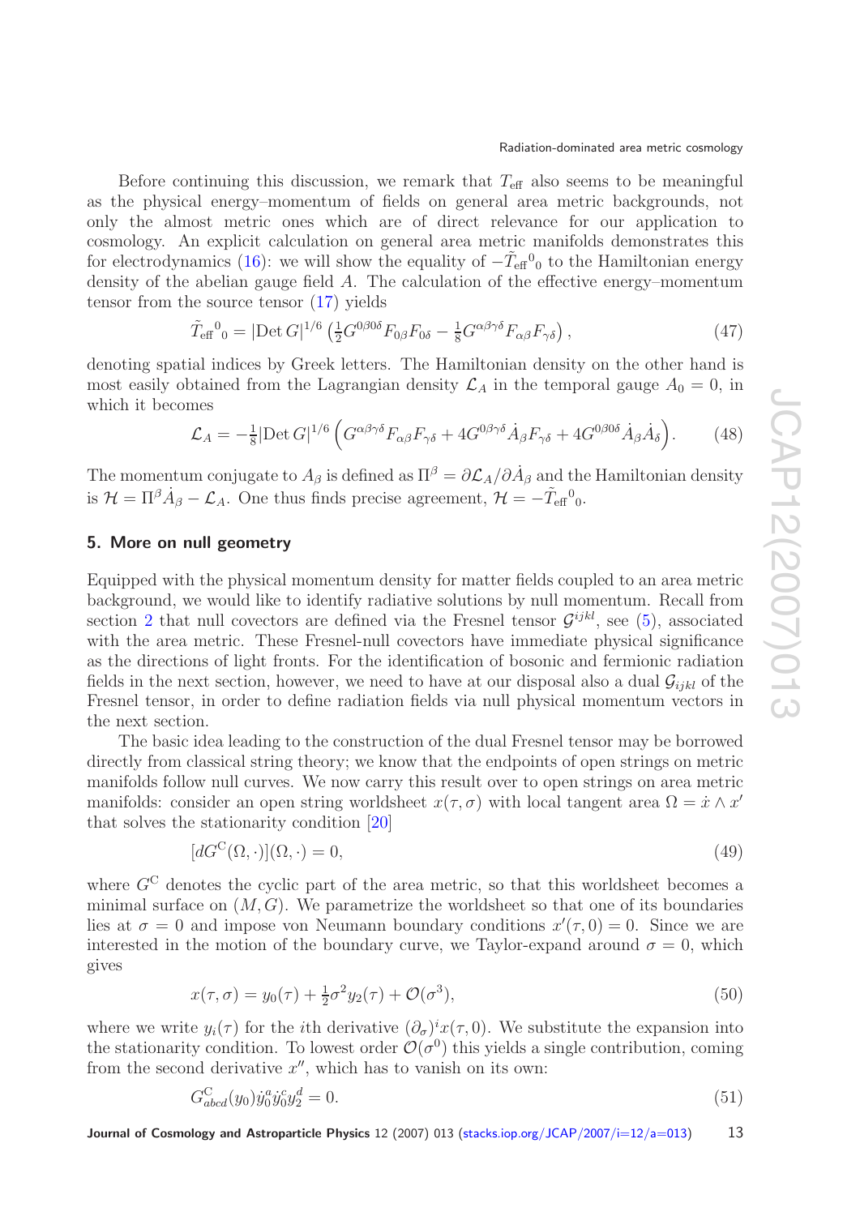Before continuing this discussion, we remark that $T_{\text{eff}}$ also seems to be meaningful as the physical energy–momentum of fields on general area metric backgrounds, not only the almost metric ones which are of direct relevance for our application to cosmology. An explicit calculation on general area metric manifolds demonstrates this for electrodynamics (16): we will show the equality of $-\tilde{T}_{\text{eff}}{}^0{}_0$ to the Hamiltonian energy density of the abelian gauge field $A$. The calculation of the effective energy–momentum tensor from the source tensor (17) yields

$$\tilde{T}_{\text{eff}}{}^0{}_0 = |\text{Det}\, G|^{1/6} \left( \tfrac{1}{2} G^{0\beta 0\delta} F_{0\beta} F_{0\delta} - \tfrac{1}{8} G^{\alpha\beta\gamma\delta} F_{\alpha\beta} F_{\gamma\delta} \right), \tag{47}$$

denoting spatial indices by Greek letters. The Hamiltonian density on the other hand is most easily obtained from the Lagrangian density $\mathcal{L}_A$ in the temporal gauge $A_0 = 0$, in which it becomes

$$\mathcal{L}_A = -\tfrac{1}{8} |\text{Det}\, G|^{1/6} \left( G^{\alpha\beta\gamma\delta} F_{\alpha\beta} F_{\gamma\delta} + 4 G^{0\beta\gamma\delta} \dot{A}_\beta F_{\gamma\delta} + 4 G^{0\beta 0\delta} \dot{A}_\beta \dot{A}_\delta \right). \tag{48}$$

The momentum conjugate to $A_\beta$ is defined as $\Pi^\beta = \partial \mathcal{L}_A / \partial \dot{A}_\beta$ and the Hamiltonian density is $\mathcal{H} = \Pi^\beta \dot{A}_\beta - \mathcal{L}_A$. One thus finds precise agreement, $\mathcal{H} = -\tilde{T}_{\text{eff}}{}^0{}_0$.

## 5. More on null geometry

Equipped with the physical momentum density for matter fields coupled to an area metric background, we would like to identify radiative solutions by null momentum. Recall from section 2 that null covectors are defined via the Fresnel tensor $\mathcal{G}^{ijkl}$, see (5), associated with the area metric. These Fresnel-null covectors have immediate physical significance as the directions of light fronts. For the identification of bosonic and fermionic radiation fields in the next section, however, we need to have at our disposal also a dual $\mathcal{G}_{ijkl}$ of the Fresnel tensor, in order to define radiation fields via null physical momentum vectors in the next section.

The basic idea leading to the construction of the dual Fresnel tensor may be borrowed directly from classical string theory; we know that the endpoints of open strings on metric manifolds follow null curves. We now carry this result over to open strings on area metric manifolds: consider an open string worldsheet $x(\tau, \sigma)$ with local tangent area $\Omega = \dot{x} \wedge x'$ that solves the stationarity condition [20]

$$[dG^{\text{C}}(\Omega, \cdot)](\Omega, \cdot) = 0, \tag{49}$$

where $G^{\text{C}}$ denotes the cyclic part of the area metric, so that this worldsheet becomes a minimal surface on $(M, G)$. We parametrize the worldsheet so that one of its boundaries lies at $\sigma = 0$ and impose von Neumann boundary conditions $x'(\tau, 0) = 0$. Since we are interested in the motion of the boundary curve, we Taylor-expand around $\sigma = 0$, which gives

$$x(\tau, \sigma) = y_0(\tau) + \tfrac{1}{2} \sigma^2 y_2(\tau) + \mathcal{O}(\sigma^3), \tag{50}$$

where we write $y_i(\tau)$ for the $i$th derivative $(\partial_\sigma)^i x(\tau, 0)$. We substitute the expansion into the stationarity condition. To lowest order $\mathcal{O}(\sigma^0)$ this yields a single contribution, coming from the second derivative $x''$, which has to vanish on its own:

$$G^{\text{C}}_{abcd}(y_0) \dot{y}_0^a \dot{y}_0^c y_2^d = 0. \tag{51}$$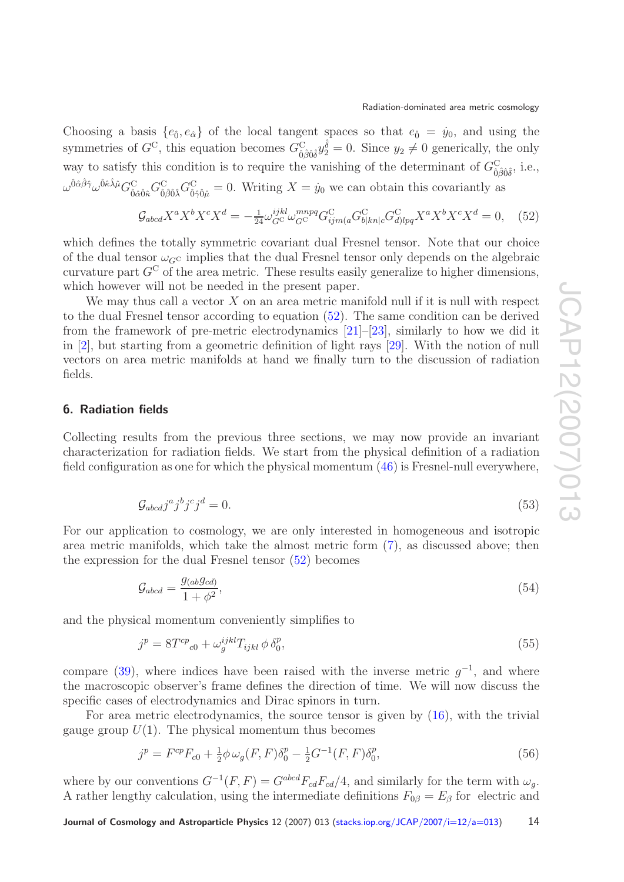Choosing a basis $\{e_{\hat{0}}, e_{\hat{\alpha}}\}$ of the local tangent spaces so that $e_{\hat{0}} = \dot{y}_0$, and using the symmetries of $G^{\rm C}$, this equation becomes $G^{\rm C}_{\hat{0}\hat{\beta}\hat{0}\hat{\delta}} y_2^{\hat{\delta}} = 0$. Since $y_2 \neq 0$ generically, the only way to satisfy this condition is to require the vanishing of the determinant of $G^{\rm C}_{\hat{0}\hat{\beta}\hat{0}\hat{\delta}}$, i.e., $\omega^{\hat{0}\hat{\alpha}\hat{\beta}\hat{\gamma}}\omega^{\hat{0}\hat{\kappa}\hat{\lambda}\hat{\mu}} G^{\rm C}_{\hat{0}\hat{\alpha}\hat{0}\hat{\kappa}} G^{\rm C}_{\hat{0}\hat{\beta}\hat{0}\hat{\lambda}} G^{\rm C}_{\hat{0}\hat{\gamma}\hat{0}\hat{\mu}} = 0$. Writing $X = \dot{y}_0$ we can obtain this covariantly as

$$\mathcal{G}_{abcd} X^a X^b X^c X^d = -\tfrac{1}{24}\omega_{G^{\rm C}}^{ijkl}\,\omega_{G^{\rm C}}^{mnpq} G^{\rm C}_{ijm(a} G^{\rm C}_{b|kn|c} G^{\rm C}_{d)lpq} X^a X^b X^c X^d = 0, \quad (52)$$

which defines the totally symmetric covariant dual Fresnel tensor. Note that our choice of the dual tensor $\omega_{G^{\rm C}}$ implies that the dual Fresnel tensor only depends on the algebraic curvature part $G^{\rm C}$ of the area metric. These results easily generalize to higher dimensions, which however will not be needed in the present paper.

We may thus call a vector $X$ on an area metric manifold null if it is null with respect to the dual Fresnel tensor according to equation (52). The same condition can be derived from the framework of pre-metric electrodynamics [21]–[23], similarly to how we did it in [2], but starting from a geometric definition of light rays [29]. With the notion of null vectors on area metric manifolds at hand we finally turn to the discussion of radiation fields.

## 6. Radiation fields

Collecting results from the previous three sections, we may now provide an invariant characterization for radiation fields. We start from the physical definition of a radiation field configuration as one for which the physical momentum (46) is Fresnel-null everywhere,

$$\mathcal{G}_{abcd} j^a j^b j^c j^d = 0. \quad (53)$$

For our application to cosmology, we are only interested in homogeneous and isotropic area metric manifolds, which take the almost metric form (7), as discussed above; then the expression for the dual Fresnel tensor (52) becomes

$$\mathcal{G}_{abcd} = \frac{g_{(ab}g_{cd)}}{1+\phi^2}, \quad (54)$$

and the physical momentum conveniently simplifies to

$$j^p = 8T^{cp}{}_{c0} + \omega_g^{ijkl} T_{ijkl}\,\phi\,\delta_0^p, \quad (55)$$

compare (39), where indices have been raised with the inverse metric $g^{-1}$, and where the macroscopic observer's frame defines the direction of time. We will now discuss the specific cases of electrodynamics and Dirac spinors in turn.

For area metric electrodynamics, the source tensor is given by (16), with the trivial gauge group $U(1)$. The physical momentum thus becomes

$$j^p = F^{cp}F_{c0} + \tfrac{1}{2}\phi\,\omega_g(F,F)\delta_0^p - \tfrac{1}{2}G^{-1}(F,F)\delta_0^p, \quad (56)$$

where by our conventions $G^{-1}(F,F) = G^{abcd}F_{cd}F_{cd}/4$, and similarly for the term with $\omega_g$. A rather lengthy calculation, using the intermediate definitions $F_{0\beta} = E_\beta$ for electric and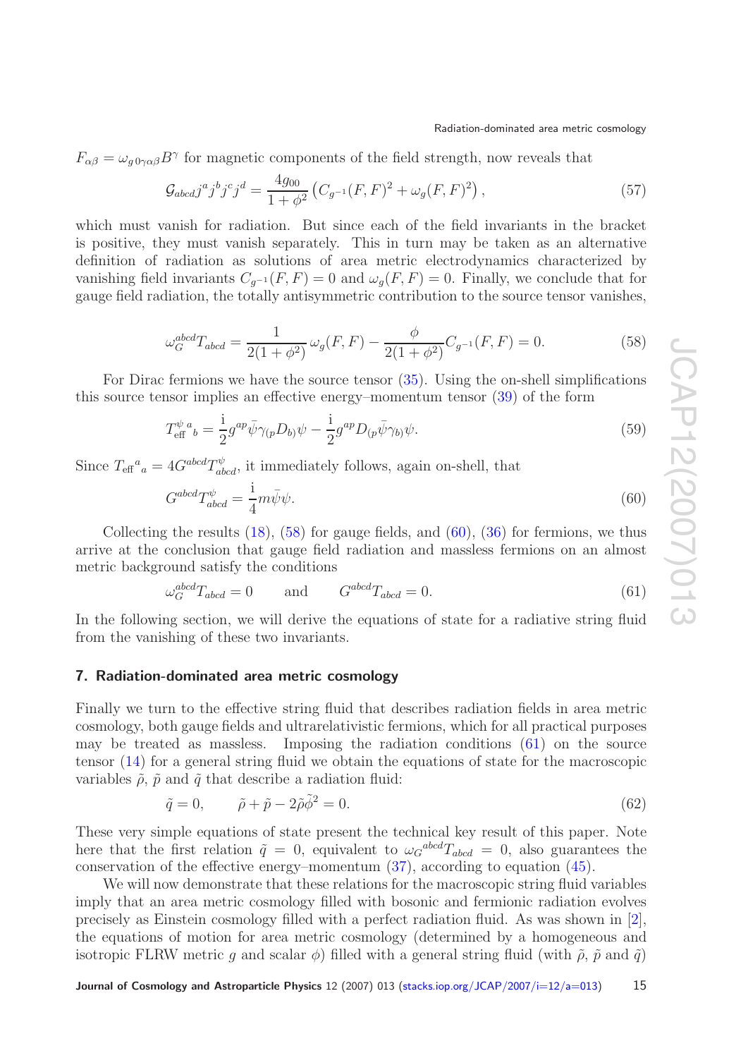$F_{\alpha\beta} = \omega_{g\,0\gamma\alpha\beta}B^\gamma$ for magnetic components of the field strength, now reveals that

$$\mathcal{G}_{abcd}j^a j^b j^c j^d = \frac{4g_{00}}{1+\phi^2}\left(C_{g^{-1}}(F,F)^2 + \omega_g(F,F)^2\right), \tag{57}$$

which must vanish for radiation. But since each of the field invariants in the bracket is positive, they must vanish separately. This in turn may be taken as an alternative definition of radiation as solutions of area metric electrodynamics characterized by vanishing field invariants $C_{g^{-1}}(F,F) = 0$ and $\omega_g(F,F) = 0$. Finally, we conclude that for gauge field radiation, the totally antisymmetric contribution to the source tensor vanishes,

$$\omega_G^{abcd}T_{abcd} = \frac{1}{2(1+\phi^2)}\,\omega_g(F,F) - \frac{\phi}{2(1+\phi^2)}C_{g^{-1}}(F,F) = 0. \tag{58}$$

For Dirac fermions we have the source tensor (35). Using the on-shell simplifications this source tensor implies an effective energy–momentum tensor (39) of the form

$$T^{\psi}_{\mathrm{eff}}{}^{a}{}_{b} = \frac{\mathrm{i}}{2}g^{ap}\bar{\psi}\gamma_{(p}D_{b)}\psi - \frac{\mathrm{i}}{2}g^{ap}D_{(p}\bar{\psi}\gamma_{b)}\psi. \tag{59}$$

Since $T_{\mathrm{eff}}{}^{a}{}_{a} = 4G^{abcd}T^{\psi}_{abcd}$, it immediately follows, again on-shell, that

$$G^{abcd}T^{\psi}_{abcd} = \frac{\mathrm{i}}{4}m\bar{\psi}\psi. \tag{60}$$

Collecting the results (18), (58) for gauge fields, and (60), (36) for fermions, we thus arrive at the conclusion that gauge field radiation and massless fermions on an almost metric background satisfy the conditions

$$\omega_G^{abcd}T_{abcd} = 0 \qquad \text{and} \qquad G^{abcd}T_{abcd} = 0. \tag{61}$$

In the following section, we will derive the equations of state for a radiative string fluid from the vanishing of these two invariants.

## 7. Radiation-dominated area metric cosmology

Finally we turn to the effective string fluid that describes radiation fields in area metric cosmology, both gauge fields and ultrarelativistic fermions, which for all practical purposes may be treated as massless. Imposing the radiation conditions (61) on the source tensor (14) for a general string fluid we obtain the equations of state for the macroscopic variables $\tilde{\rho}$, $\tilde{p}$ and $\tilde{q}$ that describe a radiation fluid:

$$\tilde{q} = 0, \qquad \tilde{\rho} + \tilde{p} - 2\tilde{\rho}\tilde{\phi}^2 = 0. \tag{62}$$

These very simple equations of state present the technical key result of this paper. Note here that the first relation $\tilde{q} = 0$, equivalent to $\omega_G{}^{abcd}T_{abcd} = 0$, also guarantees the conservation of the effective energy–momentum (37), according to equation (45).

We will now demonstrate that these relations for the macroscopic string fluid variables imply that an area metric cosmology filled with bosonic and fermionic radiation evolves precisely as Einstein cosmology filled with a perfect radiation fluid. As was shown in [2], the equations of motion for area metric cosmology (determined by a homogeneous and isotropic FLRW metric $g$ and scalar $\phi$) filled with a general string fluid (with $\tilde{\rho}$, $\tilde{p}$ and $\tilde{q}$)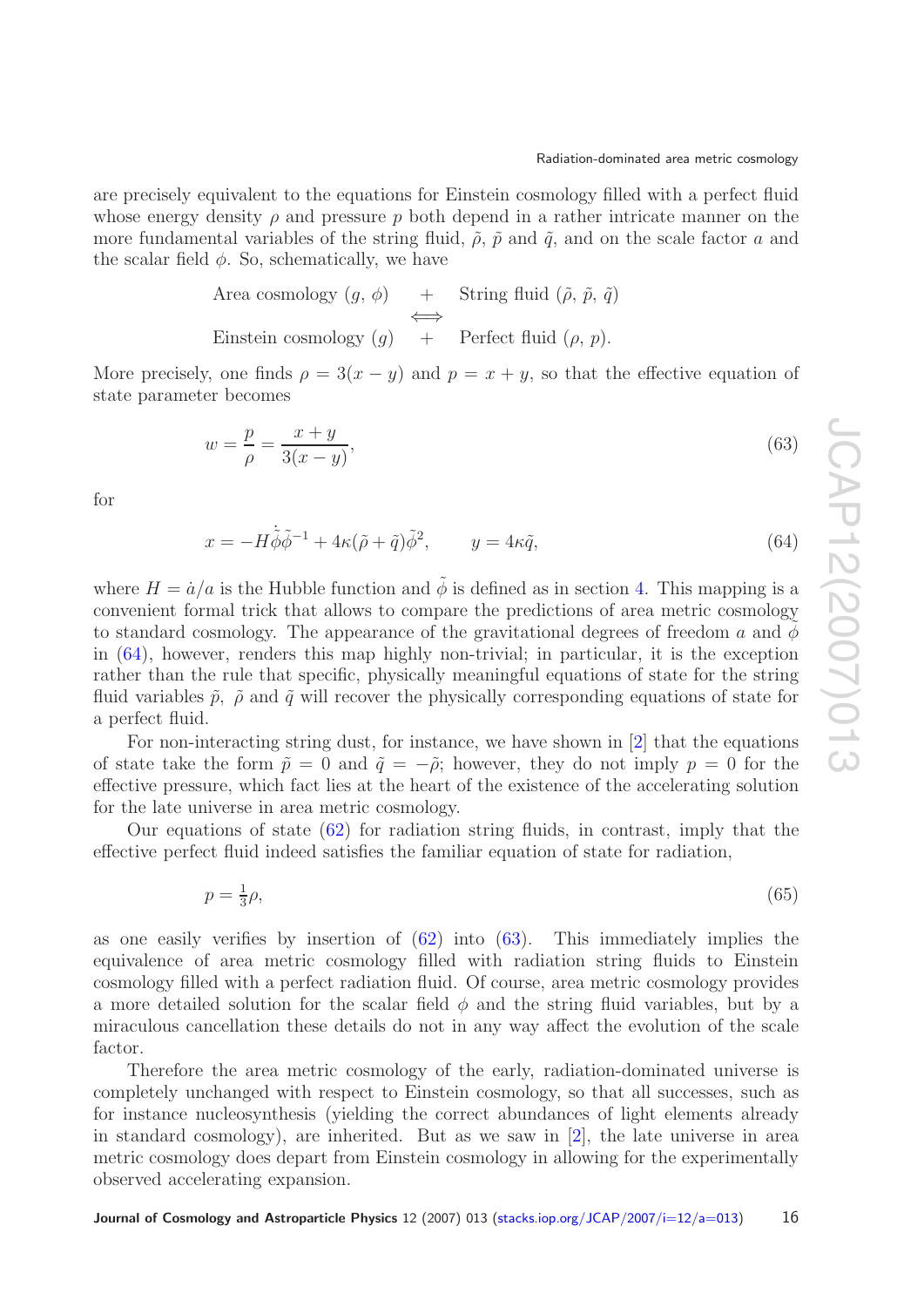are precisely equivalent to the equations for Einstein cosmology filled with a perfect fluid whose energy density $\rho$ and pressure $p$ both depend in a rather intricate manner on the more fundamental variables of the string fluid, $\tilde{\rho}$, $\tilde{p}$ and $\tilde{q}$, and on the scale factor $a$ and the scalar field $\phi$. So, schematically, we have

$$
\begin{array}{ccc}
\text{Area cosmology } (g,\, \phi) & + & \text{String fluid } (\tilde{\rho},\, \tilde{p},\, \tilde{q}) \\
 & \Longleftrightarrow & \\
\text{Einstein cosmology } (g) & + & \text{Perfect fluid } (\rho,\, p).
\end{array}
$$

More precisely, one finds $\rho = 3(x - y)$ and $p = x + y$, so that the effective equation of state parameter becomes

$$
w = \frac{p}{\rho} = \frac{x + y}{3(x - y)}, \tag{63}
$$

for

$$
x = -H\dot{\tilde{\phi}}\tilde{\phi}^{-1} + 4\kappa(\tilde{\rho} + \tilde{q})\tilde{\phi}^2, \qquad y = 4\kappa\tilde{q}, \tag{64}
$$

where $H = \dot{a}/a$ is the Hubble function and $\tilde{\phi}$ is defined as in section 4. This mapping is a convenient formal trick that allows to compare the predictions of area metric cosmology to standard cosmology. The appearance of the gravitational degrees of freedom $a$ and $\tilde{\phi}$ in (64), however, renders this map highly non-trivial; in particular, it is the exception rather than the rule that specific, physically meaningful equations of state for the string fluid variables $\tilde{p}$, $\tilde{\rho}$ and $\tilde{q}$ will recover the physically corresponding equations of state for a perfect fluid.

For non-interacting string dust, for instance, we have shown in [2] that the equations of state take the form $\tilde{p} = 0$ and $\tilde{q} = -\tilde{\rho}$; however, they do not imply $p = 0$ for the effective pressure, which fact lies at the heart of the existence of the accelerating solution for the late universe in area metric cosmology.

Our equations of state (62) for radiation string fluids, in contrast, imply that the effective perfect fluid indeed satisfies the familiar equation of state for radiation,

$$
p = \tfrac{1}{3}\rho, \tag{65}
$$

as one easily verifies by insertion of (62) into (63). This immediately implies the equivalence of area metric cosmology filled with radiation string fluids to Einstein cosmology filled with a perfect radiation fluid. Of course, area metric cosmology provides a more detailed solution for the scalar field $\phi$ and the string fluid variables, but by a miraculous cancellation these details do not in any way affect the evolution of the scale factor.

Therefore the area metric cosmology of the early, radiation-dominated universe is completely unchanged with respect to Einstein cosmology, so that all successes, such as for instance nucleosynthesis (yielding the correct abundances of light elements already in standard cosmology), are inherited. But as we saw in [2], the late universe in area metric cosmology does depart from Einstein cosmology in allowing for the experimentally observed accelerating expansion.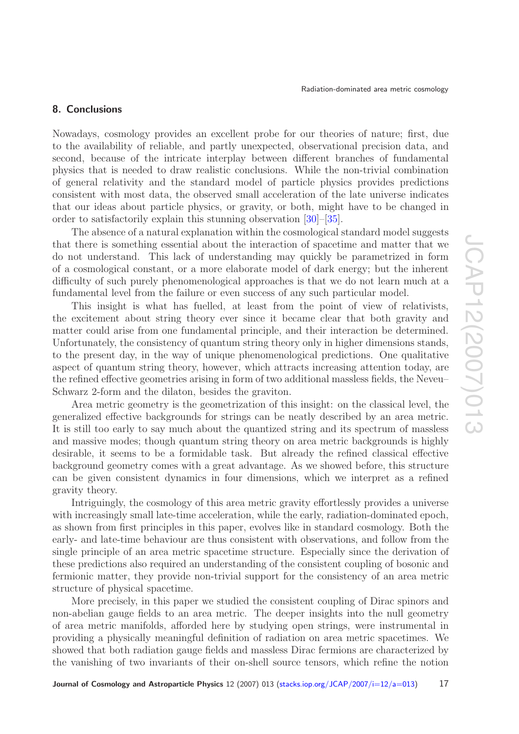## 8. Conclusions

Nowadays, cosmology provides an excellent probe for our theories of nature; first, due to the availability of reliable, and partly unexpected, observational precision data, and second, because of the intricate interplay between different branches of fundamental physics that is needed to draw realistic conclusions. While the non-trivial combination of general relativity and the standard model of particle physics provides predictions consistent with most data, the observed small acceleration of the late universe indicates that our ideas about particle physics, or gravity, or both, might have to be changed in order to satisfactorily explain this stunning observation [30]–[35].

The absence of a natural explanation within the cosmological standard model suggests that there is something essential about the interaction of spacetime and matter that we do not understand. This lack of understanding may quickly be parametrized in form of a cosmological constant, or a more elaborate model of dark energy; but the inherent difficulty of such purely phenomenological approaches is that we do not learn much at a fundamental level from the failure or even success of any such particular model.

This insight is what has fuelled, at least from the point of view of relativists, the excitement about string theory ever since it became clear that both gravity and matter could arise from one fundamental principle, and their interaction be determined. Unfortunately, the consistency of quantum string theory only in higher dimensions stands, to the present day, in the way of unique phenomenological predictions. One qualitative aspect of quantum string theory, however, which attracts increasing attention today, are the refined effective geometries arising in form of two additional massless fields, the Neveu–Schwarz 2-form and the dilaton, besides the graviton.

Area metric geometry is the geometrization of this insight: on the classical level, the generalized effective backgrounds for strings can be neatly described by an area metric. It is still too early to say much about the quantized string and its spectrum of massless and massive modes; though quantum string theory on area metric backgrounds is highly desirable, it seems to be a formidable task. But already the refined classical effective background geometry comes with a great advantage. As we showed before, this structure can be given consistent dynamics in four dimensions, which we interpret as a refined gravity theory.

Intriguingly, the cosmology of this area metric gravity effortlessly provides a universe with increasingly small late-time acceleration, while the early, radiation-dominated epoch, as shown from first principles in this paper, evolves like in standard cosmology. Both the early- and late-time behaviour are thus consistent with observations, and follow from the single principle of an area metric spacetime structure. Especially since the derivation of these predictions also required an understanding of the consistent coupling of bosonic and fermionic matter, they provide non-trivial support for the consistency of an area metric structure of physical spacetime.

More precisely, in this paper we studied the consistent coupling of Dirac spinors and non-abelian gauge fields to an area metric. The deeper insights into the null geometry of area metric manifolds, afforded here by studying open strings, were instrumental in providing a physically meaningful definition of radiation on area metric spacetimes. We showed that both radiation gauge fields and massless Dirac fermions are characterized by the vanishing of two invariants of their on-shell source tensors, which refine the notion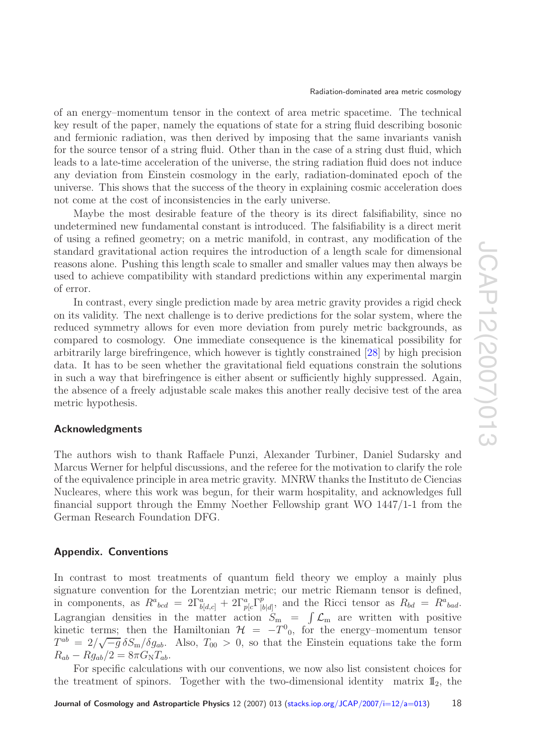of an energy–momentum tensor in the context of area metric spacetime. The technical key result of the paper, namely the equations of state for a string fluid describing bosonic and fermionic radiation, was then derived by imposing that the same invariants vanish for the source tensor of a string fluid. Other than in the case of a string dust fluid, which leads to a late-time acceleration of the universe, the string radiation fluid does not induce any deviation from Einstein cosmology in the early, radiation-dominated epoch of the universe. This shows that the success of the theory in explaining cosmic acceleration does not come at the cost of inconsistencies in the early universe.

Maybe the most desirable feature of the theory is its direct falsifiability, since no undetermined new fundamental constant is introduced. The falsifiability is a direct merit of using a refined geometry; on a metric manifold, in contrast, any modification of the standard gravitational action requires the introduction of a length scale for dimensional reasons alone. Pushing this length scale to smaller and smaller values may then always be used to achieve compatibility with standard predictions within any experimental margin of error.

In contrast, every single prediction made by area metric gravity provides a rigid check on its validity. The next challenge is to derive predictions for the solar system, where the reduced symmetry allows for even more deviation from purely metric backgrounds, as compared to cosmology. One immediate consequence is the kinematical possibility for arbitrarily large birefringence, which however is tightly constrained [28] by high precision data. It has to be seen whether the gravitational field equations constrain the solutions in such a way that birefringence is either absent or sufficiently highly suppressed. Again, the absence of a freely adjustable scale makes this another really decisive test of the area metric hypothesis.

## Acknowledgments

The authors wish to thank Raffaele Punzi, Alexander Turbiner, Daniel Sudarsky and Marcus Werner for helpful discussions, and the referee for the motivation to clarify the role of the equivalence principle in area metric gravity. MNRW thanks the Instituto de Ciencias Nucleares, where this work was begun, for their warm hospitality, and acknowledges full financial support through the Emmy Noether Fellowship grant WO 1447/1-1 from the German Research Foundation DFG.

## Appendix. Conventions

In contrast to most treatments of quantum field theory we employ a mainly plus signature convention for the Lorentzian metric; our metric Riemann tensor is defined, in components, as $R^a{}_{bcd} = 2\Gamma^a_{b[d,c]} + 2\Gamma^a_{p[c}\Gamma^p_{|b|d]}$, and the Ricci tensor as $R_{bd} = R^a{}_{bad}$. Lagrangian densities in the matter action $S_\mathrm{m} = \int \mathcal{L}_\mathrm{m}$ are written with positive kinetic terms; then the Hamiltonian $\mathcal{H} = -T^0{}_0$, for the energy–momentum tensor $T^{ab} = 2/\sqrt{-g}\,\delta S_\mathrm{m}/\delta g_{ab}$. Also, $T_{00} > 0$, so that the Einstein equations take the form $R_{ab} - Rg_{ab}/2 = 8\pi G_\mathrm{N} T_{ab}$.

For specific calculations with our conventions, we now also list consistent choices for the treatment of spinors. Together with the two-dimensional identity matrix $\mathbb{1}_2$, the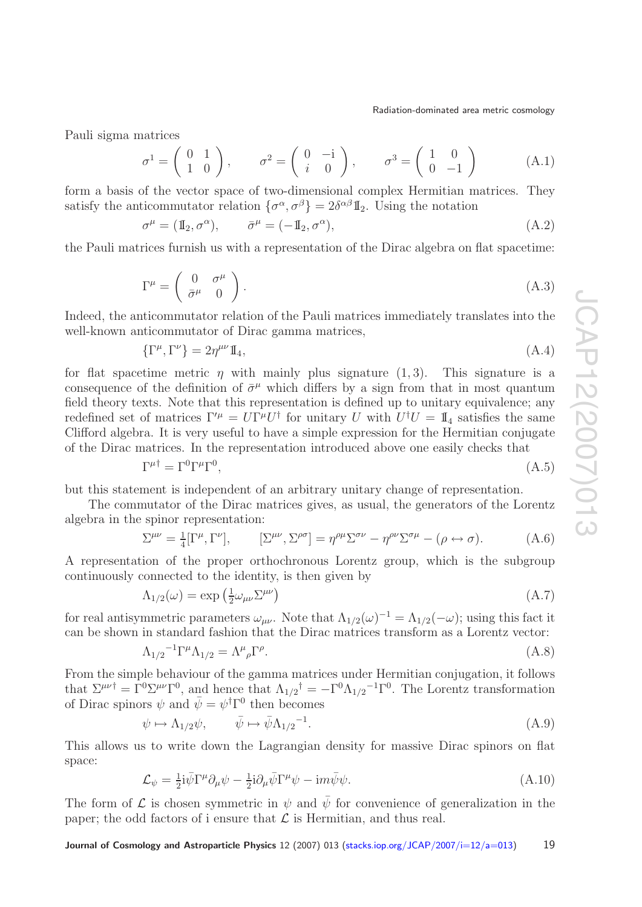Pauli sigma matrices

$$\sigma^1 = \begin{pmatrix} 0 & 1 \\ 1 & 0 \end{pmatrix}, \qquad \sigma^2 = \begin{pmatrix} 0 & -\mathrm{i} \\ i & 0 \end{pmatrix}, \qquad \sigma^3 = \begin{pmatrix} 1 & 0 \\ 0 & -1 \end{pmatrix} \tag{A.1}$$

form a basis of the vector space of two-dimensional complex Hermitian matrices. They satisfy the anticommutator relation $\{\sigma^\alpha, \sigma^\beta\} = 2\delta^{\alpha\beta}\mathbb{1}_2$. Using the notation

$$\sigma^\mu = (\mathbb{1}_2, \sigma^\alpha), \qquad \bar{\sigma}^\mu = (-\mathbb{1}_2, \sigma^\alpha), \tag{A.2}$$

the Pauli matrices furnish us with a representation of the Dirac algebra on flat spacetime:

$$\Gamma^\mu = \begin{pmatrix} 0 & \sigma^\mu \\ \bar{\sigma}^\mu & 0 \end{pmatrix}. \tag{A.3}$$

Indeed, the anticommutator relation of the Pauli matrices immediately translates into the well-known anticommutator of Dirac gamma matrices,

$$\{\Gamma^\mu, \Gamma^\nu\} = 2\eta^{\mu\nu}\mathbb{1}_4, \tag{A.4}$$

for flat spacetime metric $\eta$ with mainly plus signature $(1, 3)$. This signature is a consequence of the definition of $\bar{\sigma}^\mu$ which differs by a sign from that in most quantum field theory texts. Note that this representation is defined up to unitary equivalence; any redefined set of matrices $\Gamma'^\mu = U\Gamma^\mu U^\dagger$ for unitary $U$ with $U^\dagger U = \mathbb{1}_4$ satisfies the same Clifford algebra. It is very useful to have a simple expression for the Hermitian conjugate of the Dirac matrices. In the representation introduced above one easily checks that

$$\Gamma^{\mu\dagger} = \Gamma^0\Gamma^\mu\Gamma^0, \tag{A.5}$$

but this statement is independent of an arbitrary unitary change of representation.

The commutator of the Dirac matrices gives, as usual, the generators of the Lorentz algebra in the spinor representation:

$$\Sigma^{\mu\nu} = \tfrac{1}{4}[\Gamma^\mu, \Gamma^\nu], \qquad [\Sigma^{\mu\nu}, \Sigma^{\rho\sigma}] = \eta^{\rho\mu}\Sigma^{\sigma\nu} - \eta^{\rho\nu}\Sigma^{\sigma\mu} - (\rho \leftrightarrow \sigma). \tag{A.6}$$

A representation of the proper orthochronous Lorentz group, which is the subgroup continuously connected to the identity, is then given by

$$\Lambda_{1/2}(\omega) = \exp\left(\tfrac{1}{2}\omega_{\mu\nu}\Sigma^{\mu\nu}\right) \tag{A.7}$$

for real antisymmetric parameters $\omega_{\mu\nu}$. Note that $\Lambda_{1/2}(\omega)^{-1} = \Lambda_{1/2}(-\omega)$; using this fact it can be shown in standard fashion that the Dirac matrices transform as a Lorentz vector:

$$\Lambda_{1/2}{}^{-1}\Gamma^\mu\Lambda_{1/2} = \Lambda^\mu{}_\rho\Gamma^\rho. \tag{A.8}$$

From the simple behaviour of the gamma matrices under Hermitian conjugation, it follows that $\Sigma^{\mu\nu\dagger} = \Gamma^0\Sigma^{\mu\nu}\Gamma^0$, and hence that $\Lambda_{1/2}{}^\dagger = -\Gamma^0\Lambda_{1/2}{}^{-1}\Gamma^0$. The Lorentz transformation of Dirac spinors $\psi$ and $\bar{\psi} = \psi^\dagger\Gamma^0$ then becomes

$$\psi \mapsto \Lambda_{1/2}\psi, \qquad \bar{\psi} \mapsto \bar{\psi}\Lambda_{1/2}{}^{-1}. \tag{A.9}$$

This allows us to write down the Lagrangian density for massive Dirac spinors on flat space:

$$\mathcal{L}_\psi = \tfrac{1}{2}\mathrm{i}\bar{\psi}\Gamma^\mu\partial_\mu\psi - \tfrac{1}{2}\mathrm{i}\partial_\mu\bar{\psi}\Gamma^\mu\psi - \mathrm{i}m\bar{\psi}\psi. \tag{A.10}$$

The form of $\mathcal{L}$ is chosen symmetric in $\psi$ and $\bar{\psi}$ for convenience of generalization in the paper; the odd factors of i ensure that $\mathcal{L}$ is Hermitian, and thus real.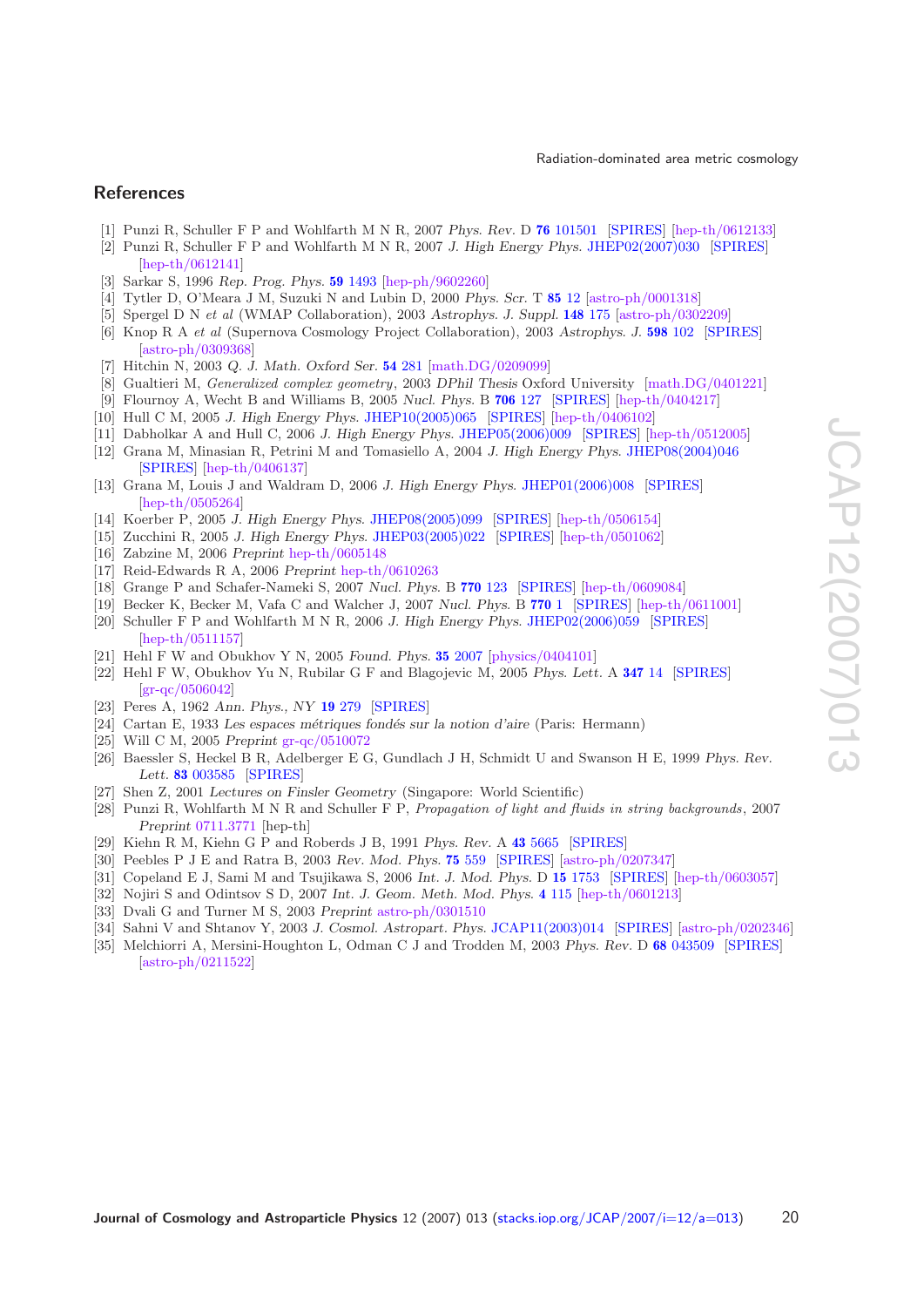## References

[1] Punzi R, Schuller F P and Wohlfarth M N R, 2007 *Phys. Rev.* D **76** 101501 [SPIRES] [hep-th/0612133]

[2] Punzi R, Schuller F P and Wohlfarth M N R, 2007 *J. High Energy Phys.* JHEP02(2007)030 [SPIRES] [hep-th/0612141]

[3] Sarkar S, 1996 *Rep. Prog. Phys.* **59** 1493 [hep-ph/9602260]

[4] Tytler D, O'Meara J M, Suzuki N and Lubin D, 2000 *Phys. Scr.* T **85** 12 [astro-ph/0001318]

[5] Spergel D N *et al* (WMAP Collaboration), 2003 *Astrophys. J. Suppl.* **148** 175 [astro-ph/0302209]

[6] Knop R A *et al* (Supernova Cosmology Project Collaboration), 2003 *Astrophys. J.* **598** 102 [SPIRES] [astro-ph/0309368]

[7] Hitchin N, 2003 *Q. J. Math. Oxford Ser.* **54** 281 [math.DG/0209099]

[8] Gualtieri M, *Generalized complex geometry*, 2003 *DPhil Thesis* Oxford University [math.DG/0401221]

[9] Flournoy A, Wecht B and Williams B, 2005 *Nucl. Phys.* B **706** 127 [SPIRES] [hep-th/0404217]

[10] Hull C M, 2005 *J. High Energy Phys.* JHEP10(2005)065 [SPIRES] [hep-th/0406102]

[11] Dabholkar A and Hull C, 2006 *J. High Energy Phys.* JHEP05(2006)009 [SPIRES] [hep-th/0512005]

[12] Grana M, Minasian R, Petrini M and Tomasiello A, 2004 *J. High Energy Phys.* JHEP08(2004)046 [SPIRES] [hep-th/0406137]

[13] Grana M, Louis J and Waldram D, 2006 *J. High Energy Phys.* JHEP01(2006)008 [SPIRES] [hep-th/0505264]

[14] Koerber P, 2005 *J. High Energy Phys.* JHEP08(2005)099 [SPIRES] [hep-th/0506154]

[15] Zucchini R, 2005 *J. High Energy Phys.* JHEP03(2005)022 [SPIRES] [hep-th/0501062]

[16] Zabzine M, 2006 *Preprint* hep-th/0605148

[17] Reid-Edwards R A, 2006 *Preprint* hep-th/0610263

[18] Grange P and Schafer-Nameki S, 2007 *Nucl. Phys.* B **770** 123 [SPIRES] [hep-th/0609084]

[19] Becker K, Becker M, Vafa C and Walcher J, 2007 *Nucl. Phys.* B **770** 1 [SPIRES] [hep-th/0611001]

[20] Schuller F P and Wohlfarth M N R, 2006 *J. High Energy Phys.* JHEP02(2006)059 [SPIRES] [hep-th/0511157]

[21] Hehl F W and Obukhov Y N, 2005 *Found. Phys.* **35** 2007 [physics/0404101]

[22] Hehl F W, Obukhov Yu N, Rubilar G F and Blagojevic M, 2005 *Phys. Lett.* A **347** 14 [SPIRES] [gr-qc/0506042]

[23] Peres A, 1962 *Ann. Phys., NY* **19** 279 [SPIRES]

[24] Cartan E, 1933 *Les espaces métriques fondés sur la notion d'aire* (Paris: Hermann)

[25] Will C M, 2005 *Preprint* gr-qc/0510072

[26] Baessler S, Heckel B R, Adelberger E G, Gundlach J H, Schmidt U and Swanson H E, 1999 *Phys. Rev. Lett.* **83** 003585 [SPIRES]

[27] Shen Z, 2001 *Lectures on Finsler Geometry* (Singapore: World Scientific)

[28] Punzi R, Wohlfarth M N R and Schuller F P, *Propagation of light and fluids in string backgrounds*, 2007 *Preprint* 0711.3771 [hep-th]

[29] Kiehn R M, Kiehn G P and Roberds J B, 1991 *Phys. Rev.* A **43** 5665 [SPIRES]

[30] Peebles P J E and Ratra B, 2003 *Rev. Mod. Phys.* **75** 559 [SPIRES] [astro-ph/0207347]

[31] Copeland E J, Sami M and Tsujikawa S, 2006 *Int. J. Mod. Phys.* D **15** 1753 [SPIRES] [hep-th/0603057]

[32] Nojiri S and Odintsov S D, 2007 *Int. J. Geom. Meth. Mod. Phys.* **4** 115 [hep-th/0601213]

[33] Dvali G and Turner M S, 2003 *Preprint* astro-ph/0301510

[34] Sahni V and Shtanov Y, 2003 *J. Cosmol. Astropart. Phys.* JCAP11(2003)014 [SPIRES] [astro-ph/0202346]

[35] Melchiorri A, Mersini-Houghton L, Odman C J and Trodden M, 2003 *Phys. Rev.* D **68** 043509 [SPIRES] [astro-ph/0211522]